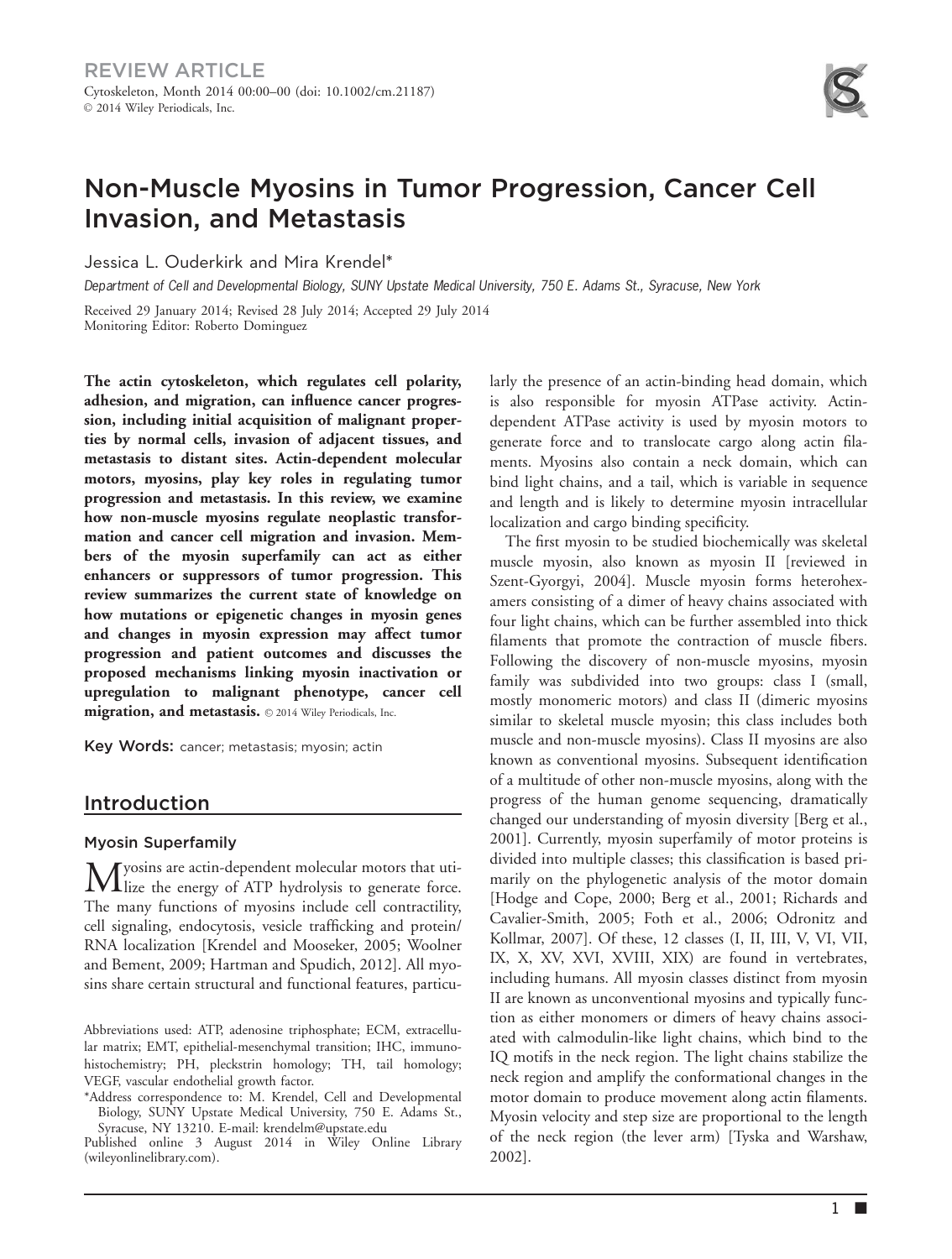REVIEW ARTICLE

Cytoskeleton, Month 2014 00:00–00 (doi: 10.1002/cm.21187)
© 2014 Wiley Periodicals, Inc.

# Non-Muscle Myosins in Tumor Progression, Cancer Cell Invasion, and Metastasis

Jessica L. Ouderkirk and Mira Krendel*

*Department of Cell and Developmental Biology, SUNY Upstate Medical University, 750 E. Adams St., Syracuse, New York*

Received 29 January 2014; Revised 28 July 2014; Accepted 29 July 2014
Monitoring Editor: Roberto Dominguez

**The actin cytoskeleton, which regulates cell polarity, adhesion, and migration, can influence cancer progression, including initial acquisition of malignant properties by normal cells, invasion of adjacent tissues, and metastasis to distant sites. Actin-dependent molecular motors, myosins, play key roles in regulating tumor progression and metastasis. In this review, we examine how non-muscle myosins regulate neoplastic transformation and cancer cell migration and invasion. Members of the myosin superfamily can act as either enhancers or suppressors of tumor progression. This review summarizes the current state of knowledge on how mutations or epigenetic changes in myosin genes and changes in myosin expression may affect tumor progression and patient outcomes and discusses the proposed mechanisms linking myosin inactivation or upregulation to malignant phenotype, cancer cell migration, and metastasis.** © 2014 Wiley Periodicals, Inc.

Key Words: cancer; metastasis; myosin; actin

## Introduction

### Myosin Superfamily

Myosins are actin-dependent molecular motors that utilize the energy of ATP hydrolysis to generate force. The many functions of myosins include cell contractility, cell signaling, endocytosis, vesicle trafficking and protein/RNA localization [Krendel and Mooseker, 2005; Woolner and Bement, 2009; Hartman and Spudich, 2012]. All myosins share certain structural and functional features, particularly the presence of an actin-binding head domain, which is also responsible for myosin ATPase activity. Actin-dependent ATPase activity is used by myosin motors to generate force and to translocate cargo along actin filaments. Myosins also contain a neck domain, which can bind light chains, and a tail, which is variable in sequence and length and is likely to determine myosin intracellular localization and cargo binding specificity.

The first myosin to be studied biochemically was skeletal muscle myosin, also known as myosin II [reviewed in Szent-Gyorgyi, 2004]. Muscle myosin forms heterohexamers consisting of a dimer of heavy chains associated with four light chains, which can be further assembled into thick filaments that promote the contraction of muscle fibers. Following the discovery of non-muscle myosins, myosin family was subdivided into two groups: class I (small, mostly monomeric motors) and class II (dimeric myosins similar to skeletal muscle myosin; this class includes both muscle and non-muscle myosins). Class II myosins are also known as conventional myosins. Subsequent identification of a multitude of other non-muscle myosins, along with the progress of the human genome sequencing, dramatically changed our understanding of myosin diversity [Berg et al., 2001]. Currently, myosin superfamily of motor proteins is divided into multiple classes; this classification is based primarily on the phylogenetic analysis of the motor domain [Hodge and Cope, 2000; Berg et al., 2001; Richards and Cavalier-Smith, 2005; Foth et al., 2006; Odronitz and Kollmar, 2007]. Of these, 12 classes (I, II, III, V, VI, VII, IX, X, XV, XVI, XVIII, XIX) are found in vertebrates, including humans. All myosin classes distinct from myosin II are known as unconventional myosins and typically function as either monomers or dimers of heavy chains associated with calmodulin-like light chains, which bind to the IQ motifs in the neck region. The light chains stabilize the neck region and amplify the conformational changes in the motor domain to produce movement along actin filaments. Myosin velocity and step size are proportional to the length of the neck region (the lever arm) [Tyska and Warshaw, 2002].

Abbreviations used: ATP, adenosine triphosphate; ECM, extracellular matrix; EMT, epithelial-mesenchymal transition; IHC, immunohistochemistry; PH, pleckstrin homology; TH, tail homology; VEGF, vascular endothelial growth factor.

*Address correspondence to: M. Krendel, Cell and Developmental Biology, SUNY Upstate Medical University, 750 E. Adams St., Syracuse, NY 13210. E-mail: krendelm@upstate.edu

Published online 3 August 2014 in Wiley Online Library (wileyonlinelibrary.com).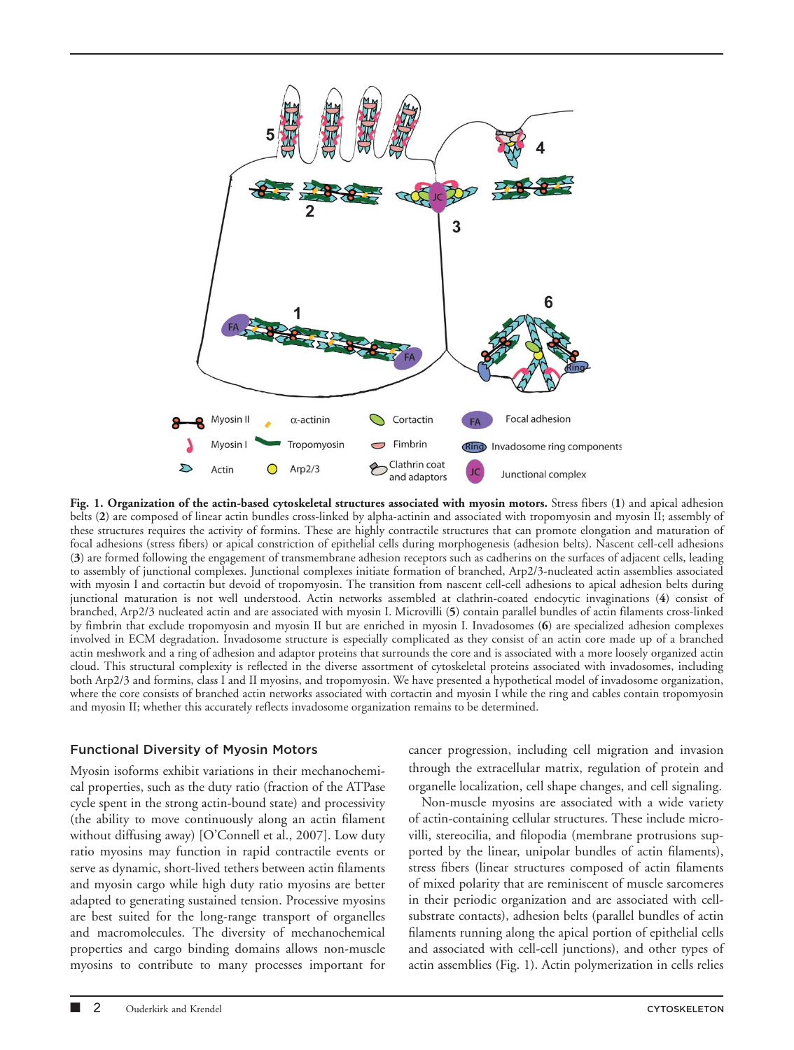Myosin II
α-actinin
Cortactin
Focal adhesion
Myosin I
Tropomyosin
Fimbrin
Invadosome ring components
Actin
Arp2/3
Clathrin coat and adaptors
Junctional complex

**Fig. 1. Organization of the actin-based cytoskeletal structures associated with myosin motors.** Stress fibers (**1**) and apical adhesion belts (**2**) are composed of linear actin bundles cross-linked by alpha-actinin and associated with tropomyosin and myosin II; assembly of these structures requires the activity of formins. These are highly contractile structures that can promote elongation and maturation of focal adhesions (stress fibers) or apical constriction of epithelial cells during morphogenesis (adhesion belts). Nascent cell-cell adhesions (**3**) are formed following the engagement of transmembrane adhesion receptors such as cadherins on the surfaces of adjacent cells, leading to assembly of junctional complexes. Junctional complexes initiate formation of branched, Arp2/3-nucleated actin assemblies associated with myosin I and cortactin but devoid of tropomyosin. The transition from nascent cell-cell adhesions to apical adhesion belts during junctional maturation is not well understood. Actin networks assembled at clathrin-coated endocytic invaginations (**4**) consist of branched, Arp2/3 nucleated actin and are associated with myosin I. Microvilli (**5**) contain parallel bundles of actin filaments cross-linked by fimbrin that exclude tropomyosin and myosin II but are enriched in myosin I. Invadosomes (**6**) are specialized adhesion complexes involved in ECM degradation. Invadosome structure is especially complicated as they consist of an actin core made up of a branched actin meshwork and a ring of adhesion and adaptor proteins that surrounds the core and is associated with a more loosely organized actin cloud. This structural complexity is reflected in the diverse assortment of cytoskeletal proteins associated with invadosomes, including both Arp2/3 and formins, class I and II myosins, and tropomyosin. We have presented a hypothetical model of invadosome organization, where the core consists of branched actin networks associated with cortactin and myosin I while the ring and cables contain tropomyosin and myosin II; whether this accurately reflects invadosome organization remains to be determined.

## Functional Diversity of Myosin Motors

Myosin isoforms exhibit variations in their mechanochemical properties, such as the duty ratio (fraction of the ATPase cycle spent in the strong actin-bound state) and processivity (the ability to move continuously along an actin filament without diffusing away) [O'Connell et al., 2007]. Low duty ratio myosins may function in rapid contractile events or serve as dynamic, short-lived tethers between actin filaments and myosin cargo while high duty ratio myosins are better adapted to generating sustained tension. Processive myosins are best suited for the long-range transport of organelles and macromolecules. The diversity of mechanochemical properties and cargo binding domains allows non-muscle myosins to contribute to many processes important for cancer progression, including cell migration and invasion through the extracellular matrix, regulation of protein and organelle localization, cell shape changes, and cell signaling.

Non-muscle myosins are associated with a wide variety of actin-containing cellular structures. These include microvilli, stereocilia, and filopodia (membrane protrusions supported by the linear, unipolar bundles of actin filaments), stress fibers (linear structures composed of actin filaments of mixed polarity that are reminiscent of muscle sarcomeres in their periodic organization and are associated with cell-substrate contacts), adhesion belts (parallel bundles of actin filaments running along the apical portion of epithelial cells and associated with cell-cell junctions), and other types of actin assemblies (Fig. 1). Actin polymerization in cells relies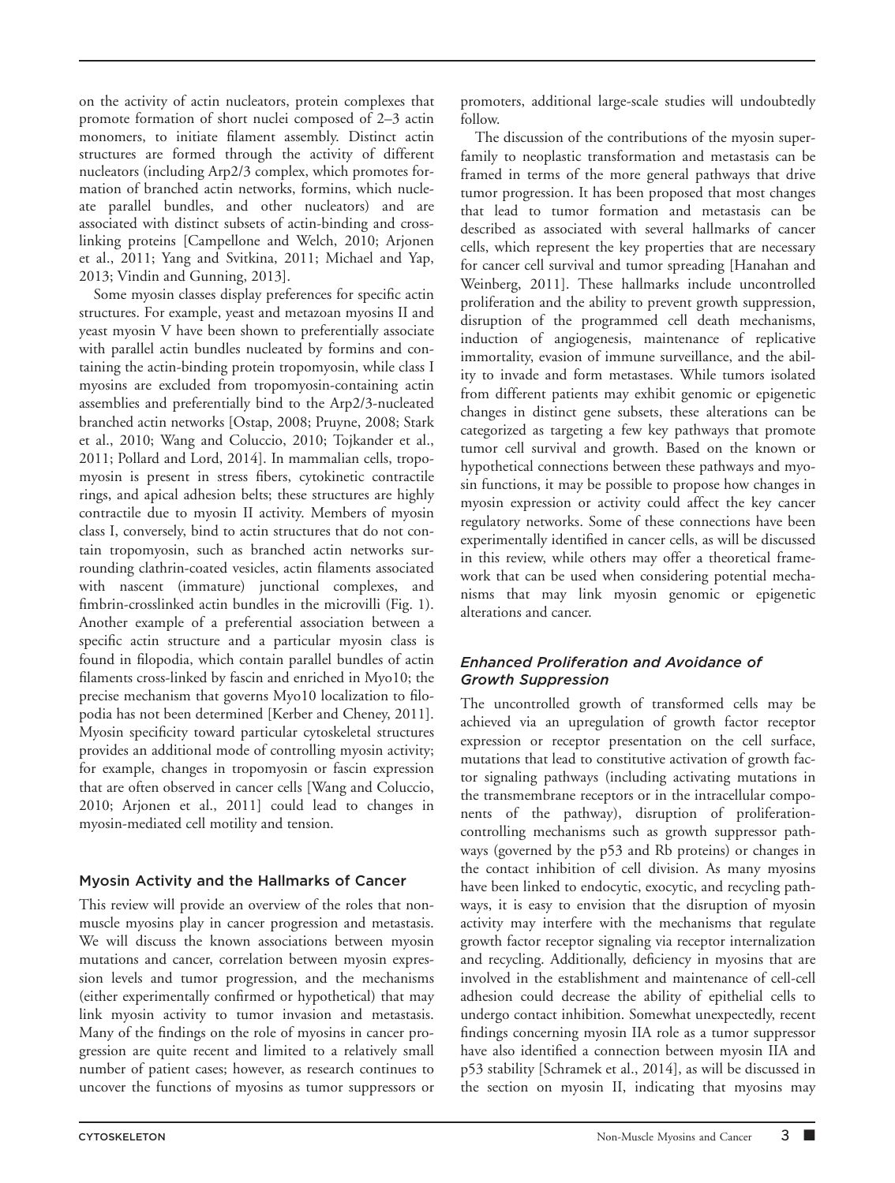on the activity of actin nucleators, protein complexes that promote formation of short nuclei composed of 2–3 actin monomers, to initiate filament assembly. Distinct actin structures are formed through the activity of different nucleators (including Arp2/3 complex, which promotes formation of branched actin networks, formins, which nucleate parallel bundles, and other nucleators) and are associated with distinct subsets of actin-binding and crosslinking proteins [Campellone and Welch, 2010; Arjonen et al., 2011; Yang and Svitkina, 2011; Michael and Yap, 2013; Vindin and Gunning, 2013].

Some myosin classes display preferences for specific actin structures. For example, yeast and metazoan myosins II and yeast myosin V have been shown to preferentially associate with parallel actin bundles nucleated by formins and containing the actin-binding protein tropomyosin, while class I myosins are excluded from tropomyosin-containing actin assemblies and preferentially bind to the Arp2/3-nucleated branched actin networks [Ostap, 2008; Pruyne, 2008; Stark et al., 2010; Wang and Coluccio, 2010; Tojkander et al., 2011; Pollard and Lord, 2014]. In mammalian cells, tropomyosin is present in stress fibers, cytokinetic contractile rings, and apical adhesion belts; these structures are highly contractile due to myosin II activity. Members of myosin class I, conversely, bind to actin structures that do not contain tropomyosin, such as branched actin networks surrounding clathrin-coated vesicles, actin filaments associated with nascent (immature) junctional complexes, and fimbrin-crosslinked actin bundles in the microvilli (Fig. 1). Another example of a preferential association between a specific actin structure and a particular myosin class is found in filopodia, which contain parallel bundles of actin filaments cross-linked by fascin and enriched in Myo10; the precise mechanism that governs Myo10 localization to filopodia has not been determined [Kerber and Cheney, 2011]. Myosin specificity toward particular cytoskeletal structures provides an additional mode of controlling myosin activity; for example, changes in tropomyosin or fascin expression that are often observed in cancer cells [Wang and Coluccio, 2010; Arjonen et al., 2011] could lead to changes in myosin-mediated cell motility and tension.

## Myosin Activity and the Hallmarks of Cancer

This review will provide an overview of the roles that nonmuscle myosins play in cancer progression and metastasis. We will discuss the known associations between myosin mutations and cancer, correlation between myosin expression levels and tumor progression, and the mechanisms (either experimentally confirmed or hypothetical) that may link myosin activity to tumor invasion and metastasis. Many of the findings on the role of myosins in cancer progression are quite recent and limited to a relatively small number of patient cases; however, as research continues to uncover the functions of myosins as tumor suppressors or promoters, additional large-scale studies will undoubtedly follow.

The discussion of the contributions of the myosin superfamily to neoplastic transformation and metastasis can be framed in terms of the more general pathways that drive tumor progression. It has been proposed that most changes that lead to tumor formation and metastasis can be described as associated with several hallmarks of cancer cells, which represent the key properties that are necessary for cancer cell survival and tumor spreading [Hanahan and Weinberg, 2011]. These hallmarks include uncontrolled proliferation and the ability to prevent growth suppression, disruption of the programmed cell death mechanisms, induction of angiogenesis, maintenance of replicative immortality, evasion of immune surveillance, and the ability to invade and form metastases. While tumors isolated from different patients may exhibit genomic or epigenetic changes in distinct gene subsets, these alterations can be categorized as targeting a few key pathways that promote tumor cell survival and growth. Based on the known or hypothetical connections between these pathways and myosin functions, it may be possible to propose how changes in myosin expression or activity could affect the key cancer regulatory networks. Some of these connections have been experimentally identified in cancer cells, as will be discussed in this review, while others may offer a theoretical framework that can be used when considering potential mechanisms that may link myosin genomic or epigenetic alterations and cancer.

### *Enhanced Proliferation and Avoidance of Growth Suppression*

The uncontrolled growth of transformed cells may be achieved via an upregulation of growth factor receptor expression or receptor presentation on the cell surface, mutations that lead to constitutive activation of growth factor signaling pathways (including activating mutations in the transmembrane receptors or in the intracellular components of the pathway), disruption of proliferation-controlling mechanisms such as growth suppressor pathways (governed by the p53 and Rb proteins) or changes in the contact inhibition of cell division. As many myosins have been linked to endocytic, exocytic, and recycling pathways, it is easy to envision that the disruption of myosin activity may interfere with the mechanisms that regulate growth factor receptor signaling via receptor internalization and recycling. Additionally, deficiency in myosins that are involved in the establishment and maintenance of cell-cell adhesion could decrease the ability of epithelial cells to undergo contact inhibition. Somewhat unexpectedly, recent findings concerning myosin IIA role as a tumor suppressor have also identified a connection between myosin IIA and p53 stability [Schramek et al., 2014], as will be discussed in the section on myosin II, indicating that myosins may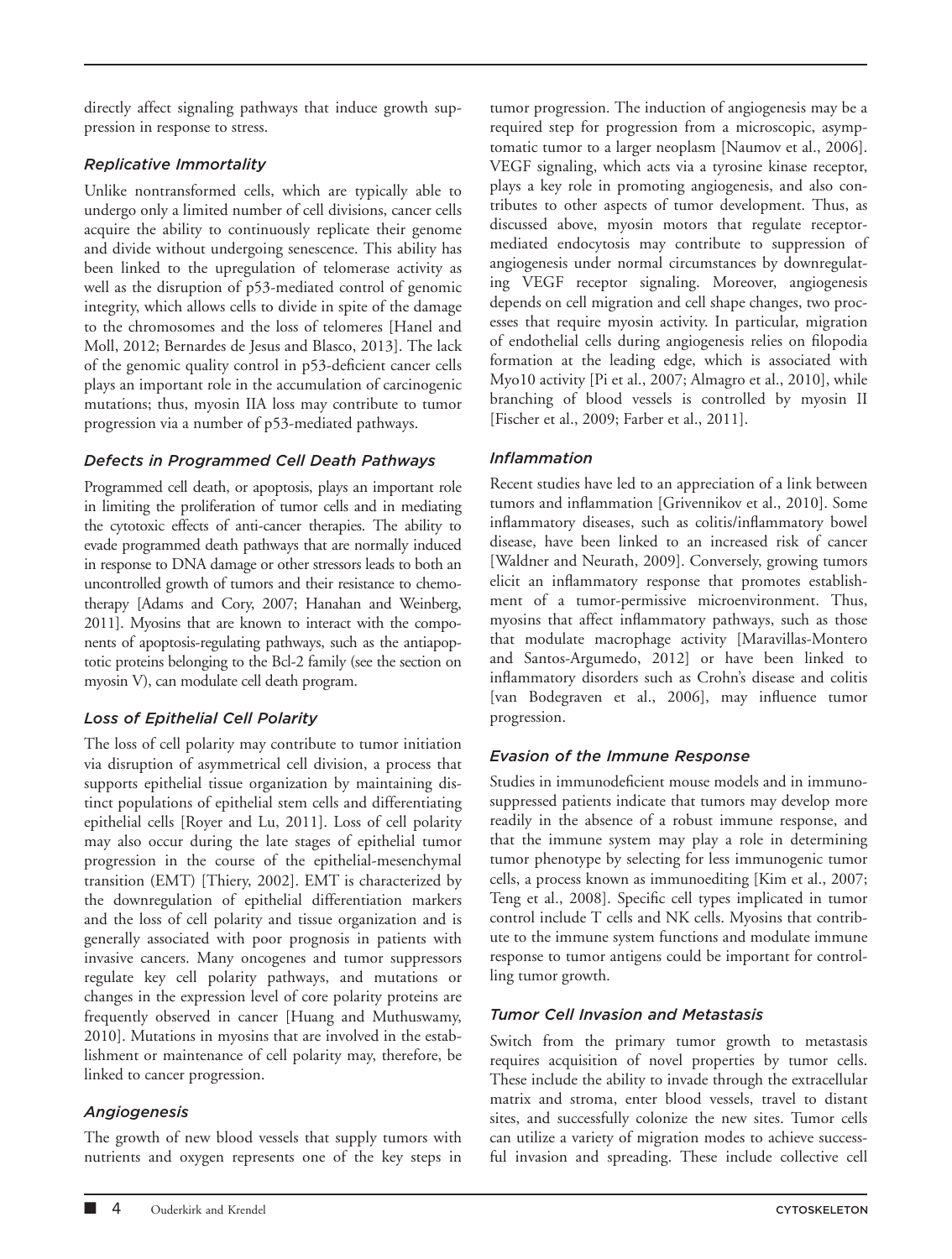directly affect signaling pathways that induce growth suppression in response to stress.

### *Replicative Immortality*

Unlike nontransformed cells, which are typically able to undergo only a limited number of cell divisions, cancer cells acquire the ability to continuously replicate their genome and divide without undergoing senescence. This ability has been linked to the upregulation of telomerase activity as well as the disruption of p53-mediated control of genomic integrity, which allows cells to divide in spite of the damage to the chromosomes and the loss of telomeres [Hanel and Moll, 2012; Bernardes de Jesus and Blasco, 2013]. The lack of the genomic quality control in p53-deficient cancer cells plays an important role in the accumulation of carcinogenic mutations; thus, myosin IIA loss may contribute to tumor progression via a number of p53-mediated pathways.

### *Defects in Programmed Cell Death Pathways*

Programmed cell death, or apoptosis, plays an important role in limiting the proliferation of tumor cells and in mediating the cytotoxic effects of anti-cancer therapies. The ability to evade programmed death pathways that are normally induced in response to DNA damage or other stressors leads to both an uncontrolled growth of tumors and their resistance to chemotherapy [Adams and Cory, 2007; Hanahan and Weinberg, 2011]. Myosins that are known to interact with the components of apoptosis-regulating pathways, such as the antiapoptotic proteins belonging to the Bcl-2 family (see the section on myosin V), can modulate cell death program.

### *Loss of Epithelial Cell Polarity*

The loss of cell polarity may contribute to tumor initiation via disruption of asymmetrical cell division, a process that supports epithelial tissue organization by maintaining distinct populations of epithelial stem cells and differentiating epithelial cells [Royer and Lu, 2011]. Loss of cell polarity may also occur during the late stages of epithelial tumor progression in the course of the epithelial-mesenchymal transition (EMT) [Thiery, 2002]. EMT is characterized by the downregulation of epithelial differentiation markers and the loss of cell polarity and tissue organization and is generally associated with poor prognosis in patients with invasive cancers. Many oncogenes and tumor suppressors regulate key cell polarity pathways, and mutations or changes in the expression level of core polarity proteins are frequently observed in cancer [Huang and Muthuswamy, 2010]. Mutations in myosins that are involved in the establishment or maintenance of cell polarity may, therefore, be linked to cancer progression.

### *Angiogenesis*

The growth of new blood vessels that supply tumors with nutrients and oxygen represents one of the key steps in tumor progression. The induction of angiogenesis may be a required step for progression from a microscopic, asymptomatic tumor to a larger neoplasm [Naumov et al., 2006]. VEGF signaling, which acts via a tyrosine kinase receptor, plays a key role in promoting angiogenesis, and also contributes to other aspects of tumor development. Thus, as discussed above, myosin motors that regulate receptor-mediated endocytosis may contribute to suppression of angiogenesis under normal circumstances by downregulating VEGF receptor signaling. Moreover, angiogenesis depends on cell migration and cell shape changes, two processes that require myosin activity. In particular, migration of endothelial cells during angiogenesis relies on filopodia formation at the leading edge, which is associated with Myo10 activity [Pi et al., 2007; Almagro et al., 2010], while branching of blood vessels is controlled by myosin II [Fischer et al., 2009; Farber et al., 2011].

### *Inflammation*

Recent studies have led to an appreciation of a link between tumors and inflammation [Grivennikov et al., 2010]. Some inflammatory diseases, such as colitis/inflammatory bowel disease, have been linked to an increased risk of cancer [Waldner and Neurath, 2009]. Conversely, growing tumors elicit an inflammatory response that promotes establishment of a tumor-permissive microenvironment. Thus, myosins that affect inflammatory pathways, such as those that modulate macrophage activity [Maravillas-Montero and Santos-Argumedo, 2012] or have been linked to inflammatory disorders such as Crohn's disease and colitis [van Bodegraven et al., 2006], may influence tumor progression.

### *Evasion of the Immune Response*

Studies in immunodeficient mouse models and in immunosuppressed patients indicate that tumors may develop more readily in the absence of a robust immune response, and that the immune system may play a role in determining tumor phenotype by selecting for less immunogenic tumor cells, a process known as immunoediting [Kim et al., 2007; Teng et al., 2008]. Specific cell types implicated in tumor control include T cells and NK cells. Myosins that contribute to the immune system functions and modulate immune response to tumor antigens could be important for controlling tumor growth.

### *Tumor Cell Invasion and Metastasis*

Switch from the primary tumor growth to metastasis requires acquisition of novel properties by tumor cells. These include the ability to invade through the extracellular matrix and stroma, enter blood vessels, travel to distant sites, and successfully colonize the new sites. Tumor cells can utilize a variety of migration modes to achieve successful invasion and spreading. These include collective cell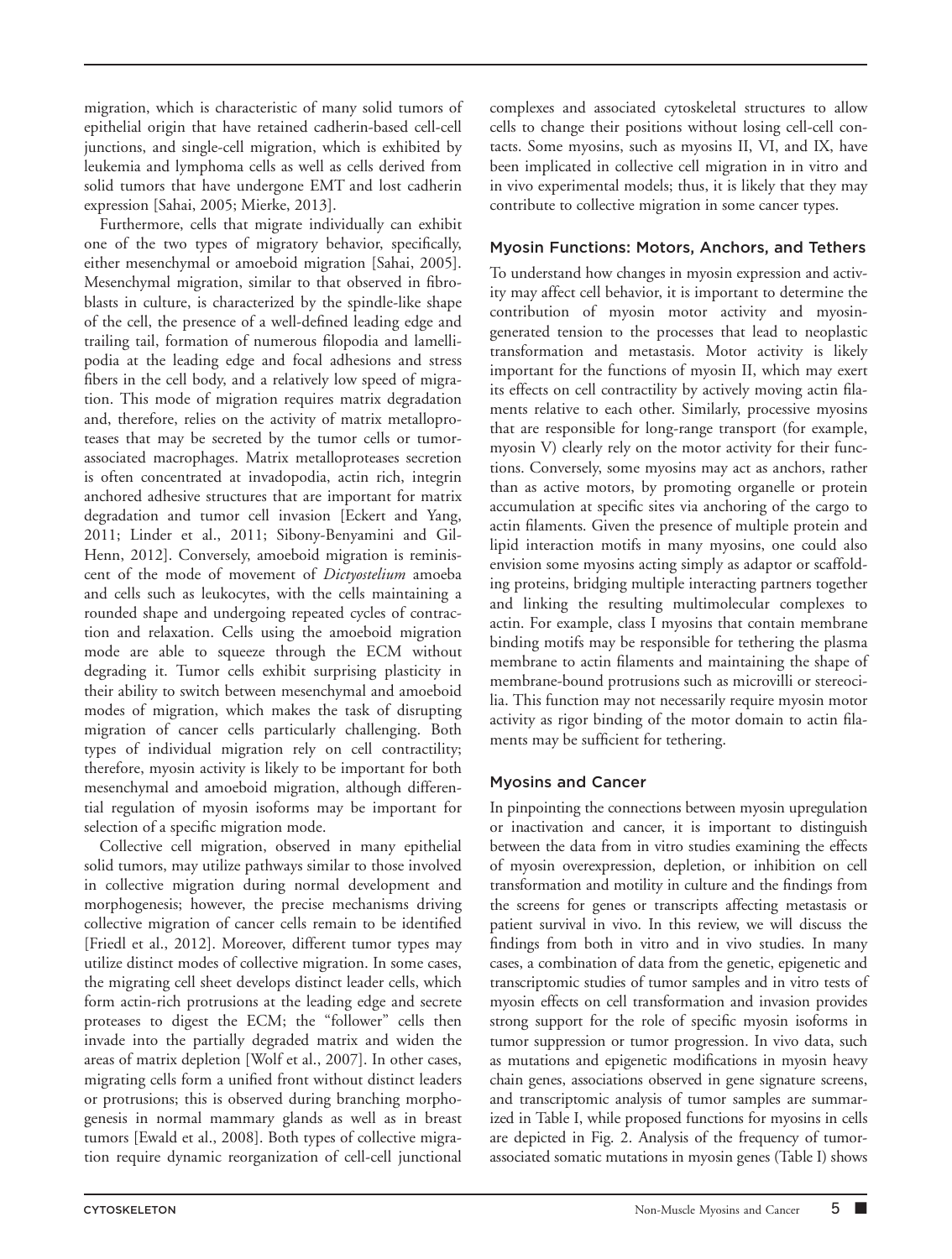migration, which is characteristic of many solid tumors of epithelial origin that have retained cadherin-based cell-cell junctions, and single-cell migration, which is exhibited by leukemia and lymphoma cells as well as cells derived from solid tumors that have undergone EMT and lost cadherin expression [Sahai, 2005; Mierke, 2013].

Furthermore, cells that migrate individually can exhibit one of the two types of migratory behavior, specifically, either mesenchymal or amoeboid migration [Sahai, 2005]. Mesenchymal migration, similar to that observed in fibroblasts in culture, is characterized by the spindle-like shape of the cell, the presence of a well-defined leading edge and trailing tail, formation of numerous filopodia and lamellipodia at the leading edge and focal adhesions and stress fibers in the cell body, and a relatively low speed of migration. This mode of migration requires matrix degradation and, therefore, relies on the activity of matrix metalloproteases that may be secreted by the tumor cells or tumor-associated macrophages. Matrix metalloproteases secretion is often concentrated at invadopodia, actin rich, integrin anchored adhesive structures that are important for matrix degradation and tumor cell invasion [Eckert and Yang, 2011; Linder et al., 2011; Sibony-Benyamini and Gil-Henn, 2012]. Conversely, amoeboid migration is reminiscent of the mode of movement of *Dictyostelium* amoeba and cells such as leukocytes, with the cells maintaining a rounded shape and undergoing repeated cycles of contraction and relaxation. Cells using the amoeboid migration mode are able to squeeze through the ECM without degrading it. Tumor cells exhibit surprising plasticity in their ability to switch between mesenchymal and amoeboid modes of migration, which makes the task of disrupting migration of cancer cells particularly challenging. Both types of individual migration rely on cell contractility; therefore, myosin activity is likely to be important for both mesenchymal and amoeboid migration, although differential regulation of myosin isoforms may be important for selection of a specific migration mode.

Collective cell migration, observed in many epithelial solid tumors, may utilize pathways similar to those involved in collective migration during normal development and morphogenesis; however, the precise mechanisms driving collective migration of cancer cells remain to be identified [Friedl et al., 2012]. Moreover, different tumor types may utilize distinct modes of collective migration. In some cases, the migrating cell sheet develops distinct leader cells, which form actin-rich protrusions at the leading edge and secrete proteases to digest the ECM; the "follower" cells then invade into the partially degraded matrix and widen the areas of matrix depletion [Wolf et al., 2007]. In other cases, migrating cells form a unified front without distinct leaders or protrusions; this is observed during branching morphogenesis in normal mammary glands as well as in breast tumors [Ewald et al., 2008]. Both types of collective migration require dynamic reorganization of cell-cell junctional complexes and associated cytoskeletal structures to allow cells to change their positions without losing cell-cell contacts. Some myosins, such as myosins II, VI, and IX, have been implicated in collective cell migration in in vitro and in vivo experimental models; thus, it is likely that they may contribute to collective migration in some cancer types.

## Myosin Functions: Motors, Anchors, and Tethers

To understand how changes in myosin expression and activity may affect cell behavior, it is important to determine the contribution of myosin motor activity and myosin-generated tension to the processes that lead to neoplastic transformation and metastasis. Motor activity is likely important for the functions of myosin II, which may exert its effects on cell contractility by actively moving actin filaments relative to each other. Similarly, processive myosins that are responsible for long-range transport (for example, myosin V) clearly rely on the motor activity for their functions. Conversely, some myosins may act as anchors, rather than as active motors, by promoting organelle or protein accumulation at specific sites via anchoring of the cargo to actin filaments. Given the presence of multiple protein and lipid interaction motifs in many myosins, one could also envision some myosins acting simply as adaptor or scaffolding proteins, bridging multiple interacting partners together and linking the resulting multimolecular complexes to actin. For example, class I myosins that contain membrane binding motifs may be responsible for tethering the plasma membrane to actin filaments and maintaining the shape of membrane-bound protrusions such as microvilli or stereocilia. This function may not necessarily require myosin motor activity as rigor binding of the motor domain to actin filaments may be sufficient for tethering.

## Myosins and Cancer

In pinpointing the connections between myosin upregulation or inactivation and cancer, it is important to distinguish between the data from in vitro studies examining the effects of myosin overexpression, depletion, or inhibition on cell transformation and motility in culture and the findings from the screens for genes or transcripts affecting metastasis or patient survival in vivo. In this review, we will discuss the findings from both in vitro and in vivo studies. In many cases, a combination of data from the genetic, epigenetic and transcriptomic studies of tumor samples and in vitro tests of myosin effects on cell transformation and invasion provides strong support for the role of specific myosin isoforms in tumor suppression or tumor progression. In vivo data, such as mutations and epigenetic modifications in myosin heavy chain genes, associations observed in gene signature screens, and transcriptomic analysis of tumor samples are summarized in Table I, while proposed functions for myosins in cells are depicted in Fig. 2. Analysis of the frequency of tumor-associated somatic mutations in myosin genes (Table I) shows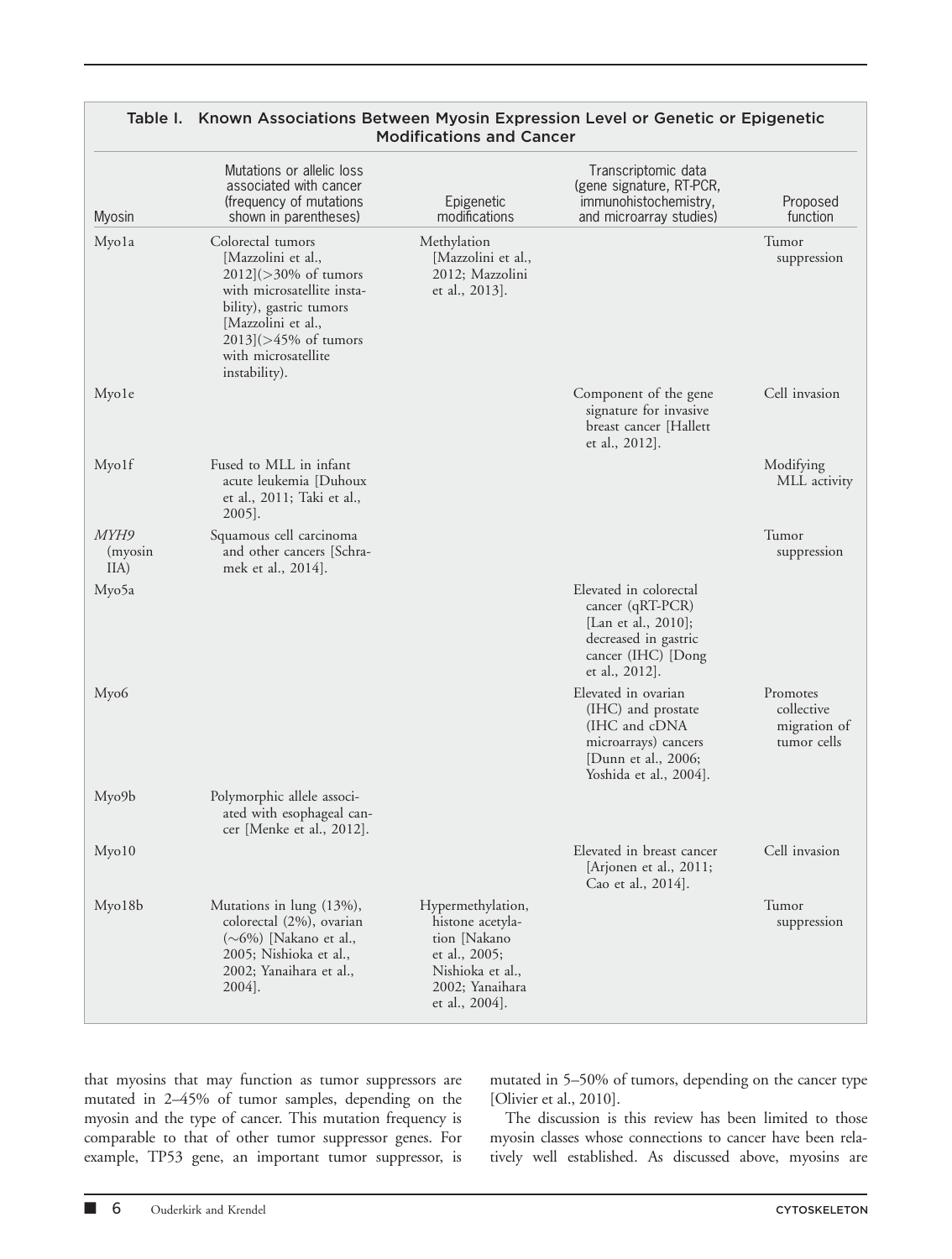**Table I. Known Associations Between Myosin Expression Level or Genetic or Epigenetic Modifications and Cancer**

| Myosin | Mutations or allelic loss associated with cancer (frequency of mutations shown in parentheses) | Epigenetic modifications | Transcriptomic data (gene signature, RT-PCR, immunohistochemistry, and microarray studies) | Proposed function |
|---|---|---|---|---|
| Myo1a | Colorectal tumors [Mazzolini et al., 2012](>30% of tumors with microsatellite instability), gastric tumors [Mazzolini et al., 2013](>45% of tumors with microsatellite instability). | Methylation [Mazzolini et al., 2012; Mazzolini et al., 2013]. | | Tumor suppression |
| Myo1e | | | Component of the gene signature for invasive breast cancer [Hallett et al., 2012]. | Cell invasion |
| Myo1f | Fused to MLL in infant acute leukemia [Duhoux et al., 2011; Taki et al., 2005]. | | | Modifying MLL activity |
| *MYH9* (myosin IIA) | Squamous cell carcinoma and other cancers [Schramek et al., 2014]. | | | Tumor suppression |
| Myo5a | | | Elevated in colorectal cancer (qRT-PCR) [Lan et al., 2010]; decreased in gastric cancer (IHC) [Dong et al., 2012]. | |
| Myo6 | | | Elevated in ovarian (IHC) and prostate (IHC and cDNA microarrays) cancers [Dunn et al., 2006; Yoshida et al., 2004]. | Promotes collective migration of tumor cells |
| Myo9b | Polymorphic allele associated with esophageal cancer [Menke et al., 2012]. | | | |
| Myo10 | | | Elevated in breast cancer [Arjonen et al., 2011; Cao et al., 2014]. | Cell invasion |
| Myo18b | Mutations in lung (13%), colorectal (2%), ovarian (~6%) [Nakano et al., 2005; Nishioka et al., 2002; Yanaihara et al., 2004]. | Hypermethylation, histone acetylation [Nakano et al., 2005; Nishioka et al., 2002; Yanaihara et al., 2004]. | | Tumor suppression |

that myosins that may function as tumor suppressors are mutated in 2–45% of tumor samples, depending on the myosin and the type of cancer. This mutation frequency is comparable to that of other tumor suppressor genes. For example, TP53 gene, an important tumor suppressor, is mutated in 5–50% of tumors, depending on the cancer type [Olivier et al., 2010].

The discussion is this review has been limited to those myosin classes whose connections to cancer have been relatively well established. As discussed above, myosins are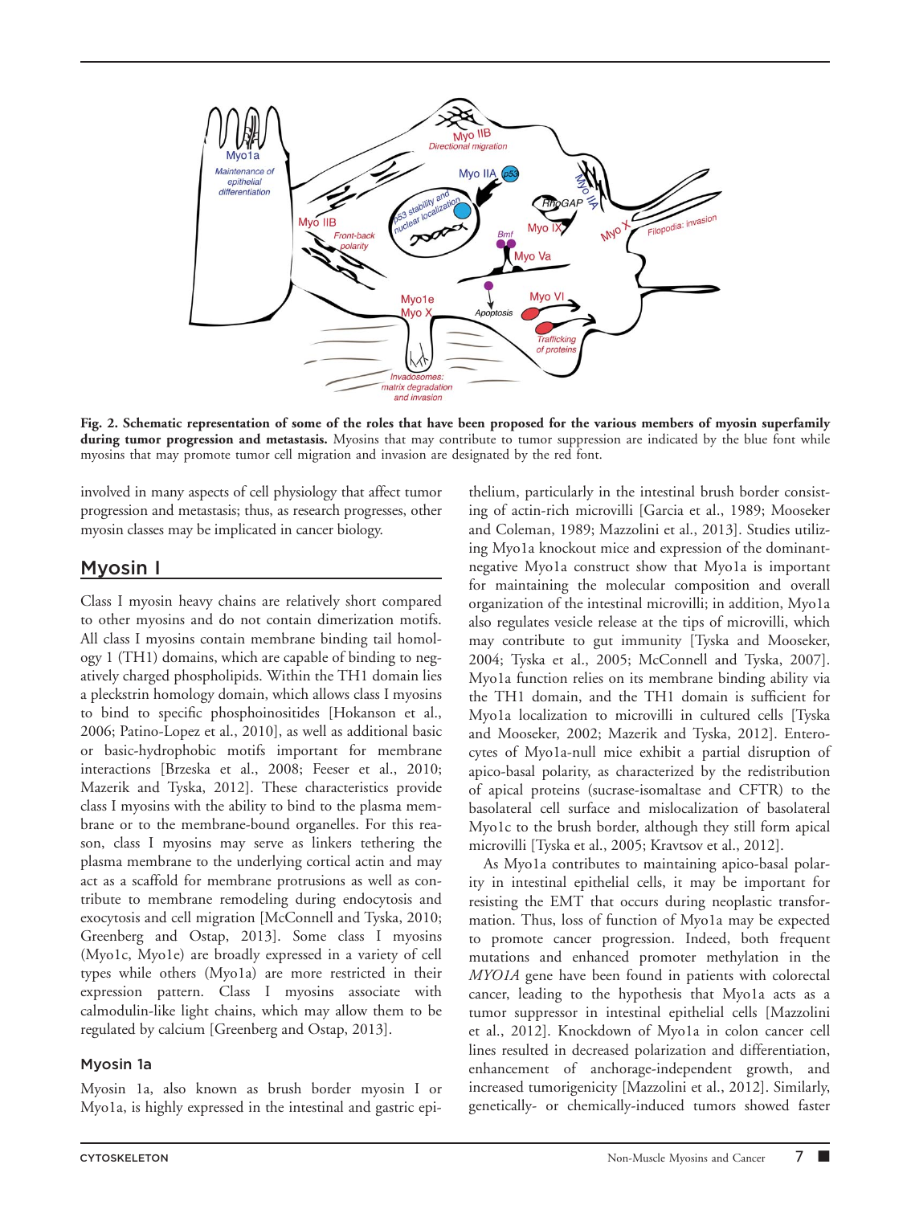**Fig. 2. Schematic representation of some of the roles that have been proposed for the various members of myosin superfamily during tumor progression and metastasis.** Myosins that may contribute to tumor suppression are indicated by the blue font while myosins that may promote tumor cell migration and invasion are designated by the red font.

involved in many aspects of cell physiology that affect tumor progression and metastasis; thus, as research progresses, other myosin classes may be implicated in cancer biology.

## Myosin I

Class I myosin heavy chains are relatively short compared to other myosins and do not contain dimerization motifs. All class I myosins contain membrane binding tail homology 1 (TH1) domains, which are capable of binding to negatively charged phospholipids. Within the TH1 domain lies a pleckstrin homology domain, which allows class I myosins to bind to specific phosphoinositides [Hokanson et al., 2006; Patino-Lopez et al., 2010], as well as additional basic or basic-hydrophobic motifs important for membrane interactions [Brzeska et al., 2008; Feeser et al., 2010; Mazerik and Tyska, 2012]. These characteristics provide class I myosins with the ability to bind to the plasma membrane or to the membrane-bound organelles. For this reason, class I myosins may serve as linkers tethering the plasma membrane to the underlying cortical actin and may act as a scaffold for membrane protrusions as well as contribute to membrane remodeling during endocytosis and exocytosis and cell migration [McConnell and Tyska, 2010; Greenberg and Ostap, 2013]. Some class I myosins (Myo1c, Myo1e) are broadly expressed in a variety of cell types while others (Myo1a) are more restricted in their expression pattern. Class I myosins associate with calmodulin-like light chains, which may allow them to be regulated by calcium [Greenberg and Ostap, 2013].

### Myosin 1a

Myosin 1a, also known as brush border myosin I or Myo1a, is highly expressed in the intestinal and gastric epithelium, particularly in the intestinal brush border consisting of actin-rich microvilli [Garcia et al., 1989; Mooseker and Coleman, 1989; Mazzolini et al., 2013]. Studies utilizing Myo1a knockout mice and expression of the dominant-negative Myo1a construct show that Myo1a is important for maintaining the molecular composition and overall organization of the intestinal microvilli; in addition, Myo1a also regulates vesicle release at the tips of microvilli, which may contribute to gut immunity [Tyska and Mooseker, 2004; Tyska et al., 2005; McConnell and Tyska, 2007]. Myo1a function relies on its membrane binding ability via the TH1 domain, and the TH1 domain is sufficient for Myo1a localization to microvilli in cultured cells [Tyska and Mooseker, 2002; Mazerik and Tyska, 2012]. Enterocytes of Myo1a-null mice exhibit a partial disruption of apico-basal polarity, as characterized by the redistribution of apical proteins (sucrase-isomaltase and CFTR) to the basolateral cell surface and mislocalization of basolateral Myo1c to the brush border, although they still form apical microvilli [Tyska et al., 2005; Kravtsov et al., 2012].

As Myo1a contributes to maintaining apico-basal polarity in intestinal epithelial cells, it may be important for resisting the EMT that occurs during neoplastic transformation. Thus, loss of function of Myo1a may be expected to promote cancer progression. Indeed, both frequent mutations and enhanced promoter methylation in the *MYO1A* gene have been found in patients with colorectal cancer, leading to the hypothesis that Myo1a acts as a tumor suppressor in intestinal epithelial cells [Mazzolini et al., 2012]. Knockdown of Myo1a in colon cancer cell lines resulted in decreased polarization and differentiation, enhancement of anchorage-independent growth, and increased tumorigenicity [Mazzolini et al., 2012]. Similarly, genetically- or chemically-induced tumors showed faster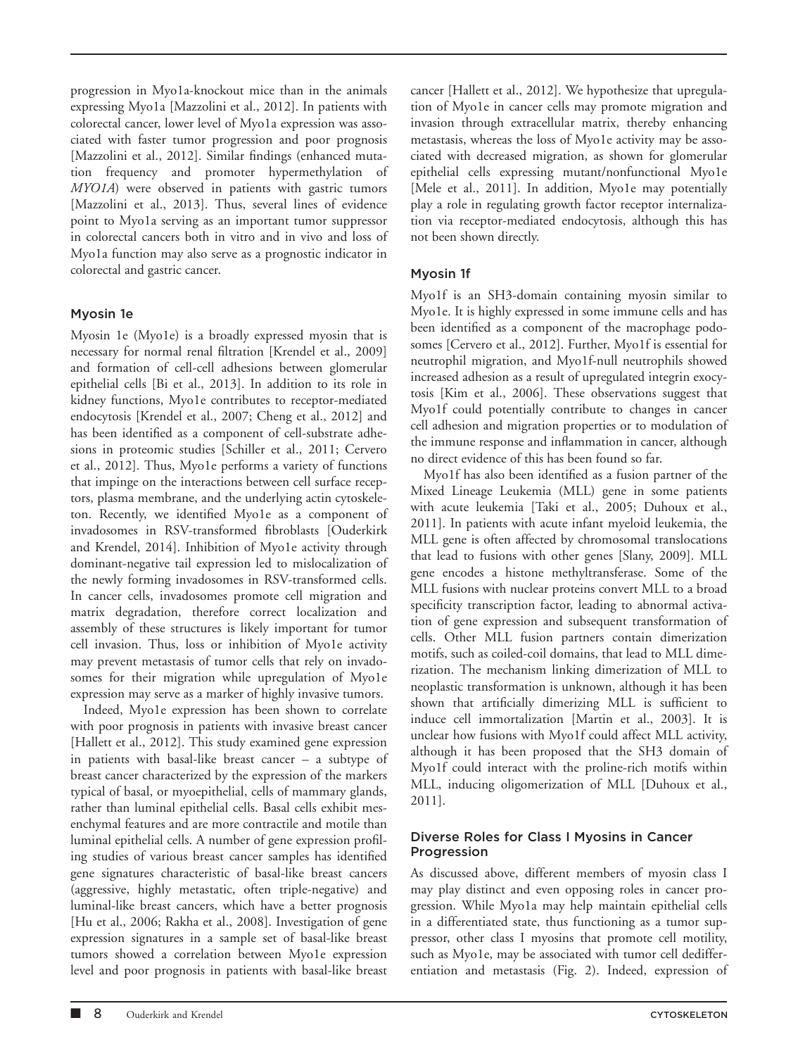progression in Myo1a-knockout mice than in the animals expressing Myo1a [Mazzolini et al., 2012]. In patients with colorectal cancer, lower level of Myo1a expression was associated with faster tumor progression and poor prognosis [Mazzolini et al., 2012]. Similar findings (enhanced mutation frequency and promoter hypermethylation of *MYO1A*) were observed in patients with gastric tumors [Mazzolini et al., 2013]. Thus, several lines of evidence point to Myo1a serving as an important tumor suppressor in colorectal cancers both in vitro and in vivo and loss of Myo1a function may also serve as a prognostic indicator in colorectal and gastric cancer.

### Myosin 1e

Myosin 1e (Myo1e) is a broadly expressed myosin that is necessary for normal renal filtration [Krendel et al., 2009] and formation of cell-cell adhesions between glomerular epithelial cells [Bi et al., 2013]. In addition to its role in kidney functions, Myo1e contributes to receptor-mediated endocytosis [Krendel et al., 2007; Cheng et al., 2012] and has been identified as a component of cell-substrate adhesions in proteomic studies [Schiller et al., 2011; Cervero et al., 2012]. Thus, Myo1e performs a variety of functions that impinge on the interactions between cell surface receptors, plasma membrane, and the underlying actin cytoskeleton. Recently, we identified Myo1e as a component of invadosomes in RSV-transformed fibroblasts [Ouderkirk and Krendel, 2014]. Inhibition of Myo1e activity through dominant-negative tail expression led to mislocalization of the newly forming invadosomes in RSV-transformed cells. In cancer cells, invadosomes promote cell migration and matrix degradation, therefore correct localization and assembly of these structures is likely important for tumor cell invasion. Thus, loss or inhibition of Myo1e activity may prevent metastasis of tumor cells that rely on invadosomes for their migration while upregulation of Myo1e expression may serve as a marker of highly invasive tumors.

Indeed, Myo1e expression has been shown to correlate with poor prognosis in patients with invasive breast cancer [Hallett et al., 2012]. This study examined gene expression in patients with basal-like breast cancer – a subtype of breast cancer characterized by the expression of the markers typical of basal, or myoepithelial, cells of mammary glands, rather than luminal epithelial cells. Basal cells exhibit mesenchymal features and are more contractile and motile than luminal epithelial cells. A number of gene expression profiling studies of various breast cancer samples has identified gene signatures characteristic of basal-like breast cancers (aggressive, highly metastatic, often triple-negative) and luminal-like breast cancers, which have a better prognosis [Hu et al., 2006; Rakha et al., 2008]. Investigation of gene expression signatures in a sample set of basal-like breast tumors showed a correlation between Myo1e expression level and poor prognosis in patients with basal-like breast cancer [Hallett et al., 2012]. We hypothesize that upregulation of Myo1e in cancer cells may promote migration and invasion through extracellular matrix, thereby enhancing metastasis, whereas the loss of Myo1e activity may be associated with decreased migration, as shown for glomerular epithelial cells expressing mutant/nonfunctional Myo1e [Mele et al., 2011]. In addition, Myo1e may potentially play a role in regulating growth factor receptor internalization via receptor-mediated endocytosis, although this has not been shown directly.

### Myosin 1f

Myo1f is an SH3-domain containing myosin similar to Myo1e. It is highly expressed in some immune cells and has been identified as a component of the macrophage podosomes [Cervero et al., 2012]. Further, Myo1f is essential for neutrophil migration, and Myo1f-null neutrophils showed increased adhesion as a result of upregulated integrin exocytosis [Kim et al., 2006]. These observations suggest that Myo1f could potentially contribute to changes in cancer cell adhesion and migration properties or to modulation of the immune response and inflammation in cancer, although no direct evidence of this has been found so far.

Myo1f has also been identified as a fusion partner of the Mixed Lineage Leukemia (MLL) gene in some patients with acute leukemia [Taki et al., 2005; Duhoux et al., 2011]. In patients with acute infant myeloid leukemia, the MLL gene is often affected by chromosomal translocations that lead to fusions with other genes [Slany, 2009]. MLL gene encodes a histone methyltransferase. Some of the MLL fusions with nuclear proteins convert MLL to a broad specificity transcription factor, leading to abnormal activation of gene expression and subsequent transformation of cells. Other MLL fusion partners contain dimerization motifs, such as coiled-coil domains, that lead to MLL dimerization. The mechanism linking dimerization of MLL to neoplastic transformation is unknown, although it has been shown that artificially dimerizing MLL is sufficient to induce cell immortalization [Martin et al., 2003]. It is unclear how fusions with Myo1f could affect MLL activity, although it has been proposed that the SH3 domain of Myo1f could interact with the proline-rich motifs within MLL, inducing oligomerization of MLL [Duhoux et al., 2011].

## Diverse Roles for Class I Myosins in Cancer Progression

As discussed above, different members of myosin class I may play distinct and even opposing roles in cancer progression. While Myo1a may help maintain epithelial cells in a differentiated state, thus functioning as a tumor suppressor, other class I myosins that promote cell motility, such as Myo1e, may be associated with tumor cell dedifferentiation and metastasis (Fig. 2). Indeed, expression of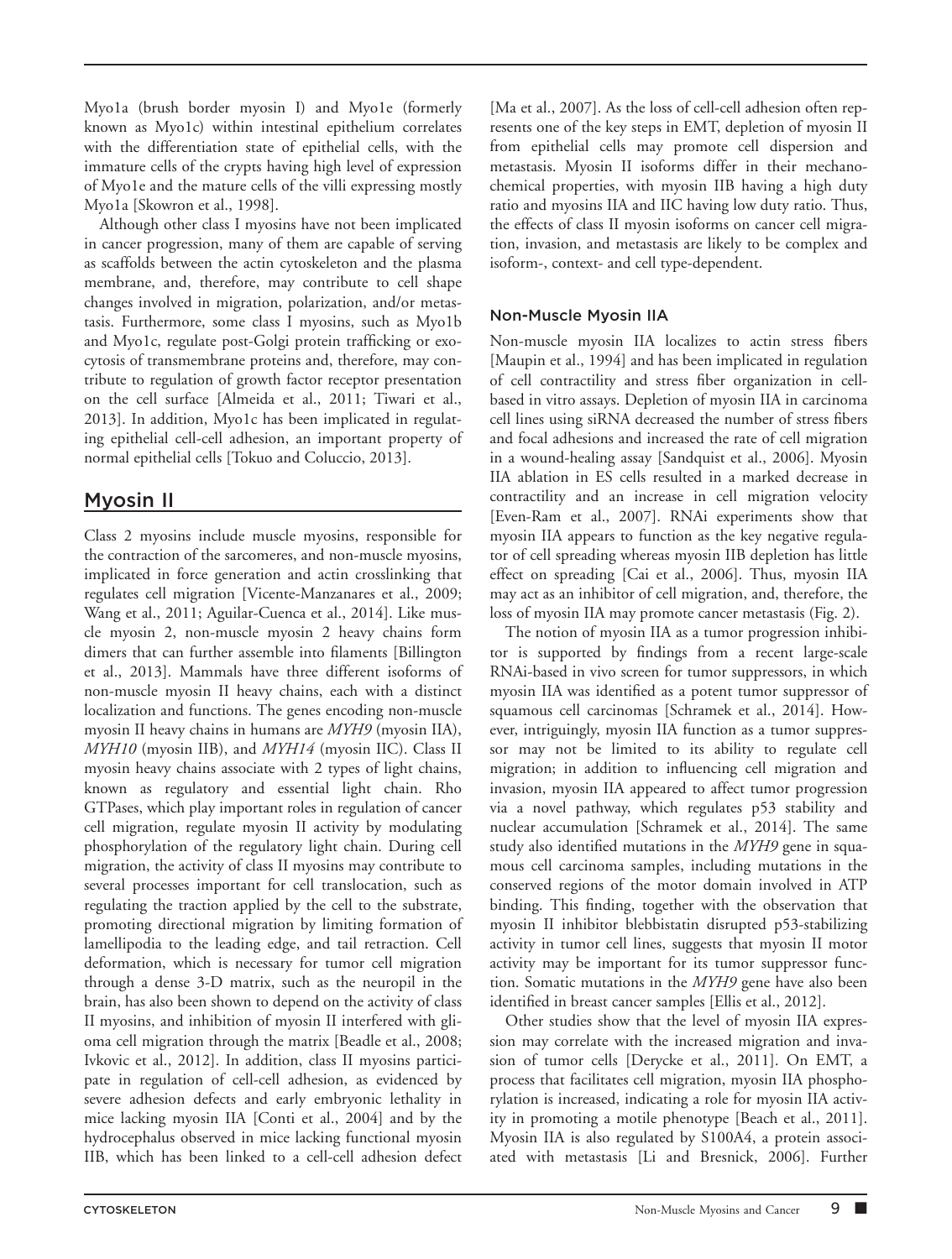Myo1a (brush border myosin I) and Myo1e (formerly known as Myo1c) within intestinal epithelium correlates with the differentiation state of epithelial cells, with the immature cells of the crypts having high level of expression of Myo1e and the mature cells of the villi expressing mostly Myo1a [Skowron et al., 1998].

Although other class I myosins have not been implicated in cancer progression, many of them are capable of serving as scaffolds between the actin cytoskeleton and the plasma membrane, and, therefore, may contribute to cell shape changes involved in migration, polarization, and/or metastasis. Furthermore, some class I myosins, such as Myo1b and Myo1c, regulate post-Golgi protein trafficking or exocytosis of transmembrane proteins and, therefore, may contribute to regulation of growth factor receptor presentation on the cell surface [Almeida et al., 2011; Tiwari et al., 2013]. In addition, Myo1c has been implicated in regulating epithelial cell-cell adhesion, an important property of normal epithelial cells [Tokuo and Coluccio, 2013].

## Myosin II

Class 2 myosins include muscle myosins, responsible for the contraction of the sarcomeres, and non-muscle myosins, implicated in force generation and actin crosslinking that regulates cell migration [Vicente-Manzanares et al., 2009; Wang et al., 2011; Aguilar-Cuenca et al., 2014]. Like muscle myosin 2, non-muscle myosin 2 heavy chains form dimers that can further assemble into filaments [Billington et al., 2013]. Mammals have three different isoforms of non-muscle myosin II heavy chains, each with a distinct localization and functions. The genes encoding non-muscle myosin II heavy chains in humans are *MYH9* (myosin IIA), *MYH10* (myosin IIB), and *MYH14* (myosin IIC). Class II myosin heavy chains associate with 2 types of light chains, known as regulatory and essential light chain. Rho GTPases, which play important roles in regulation of cancer cell migration, regulate myosin II activity by modulating phosphorylation of the regulatory light chain. During cell migration, the activity of class II myosins may contribute to several processes important for cell translocation, such as regulating the traction applied by the cell to the substrate, promoting directional migration by limiting formation of lamellipodia to the leading edge, and tail retraction. Cell deformation, which is necessary for tumor cell migration through a dense 3-D matrix, such as the neuropil in the brain, has also been shown to depend on the activity of class II myosins, and inhibition of myosin II interfered with glioma cell migration through the matrix [Beadle et al., 2008; Ivkovic et al., 2012]. In addition, class II myosins participate in regulation of cell-cell adhesion, as evidenced by severe adhesion defects and early embryonic lethality in mice lacking myosin IIA [Conti et al., 2004] and by the hydrocephalus observed in mice lacking functional myosin IIB, which has been linked to a cell-cell adhesion defect [Ma et al., 2007]. As the loss of cell-cell adhesion often represents one of the key steps in EMT, depletion of myosin II from epithelial cells may promote cell dispersion and metastasis. Myosin II isoforms differ in their mechanochemical properties, with myosin IIB having a high duty ratio and myosins IIA and IIC having low duty ratio. Thus, the effects of class II myosin isoforms on cancer cell migration, invasion, and metastasis are likely to be complex and isoform-, context- and cell type-dependent.

### Non-Muscle Myosin IIA

Non-muscle myosin IIA localizes to actin stress fibers [Maupin et al., 1994] and has been implicated in regulation of cell contractility and stress fiber organization in cell-based in vitro assays. Depletion of myosin IIA in carcinoma cell lines using siRNA decreased the number of stress fibers and focal adhesions and increased the rate of cell migration in a wound-healing assay [Sandquist et al., 2006]. Myosin IIA ablation in ES cells resulted in a marked decrease in contractility and an increase in cell migration velocity [Even-Ram et al., 2007]. RNAi experiments show that myosin IIA appears to function as the key negative regulator of cell spreading whereas myosin IIB depletion has little effect on spreading [Cai et al., 2006]. Thus, myosin IIA may act as an inhibitor of cell migration, and, therefore, the loss of myosin IIA may promote cancer metastasis (Fig. 2).

The notion of myosin IIA as a tumor progression inhibitor is supported by findings from a recent large-scale RNAi-based in vivo screen for tumor suppressors, in which myosin IIA was identified as a potent tumor suppressor of squamous cell carcinomas [Schramek et al., 2014]. However, intriguingly, myosin IIA function as a tumor suppressor may not be limited to its ability to regulate cell migration; in addition to influencing cell migration and invasion, myosin IIA appeared to affect tumor progression via a novel pathway, which regulates p53 stability and nuclear accumulation [Schramek et al., 2014]. The same study also identified mutations in the *MYH9* gene in squamous cell carcinoma samples, including mutations in the conserved regions of the motor domain involved in ATP binding. This finding, together with the observation that myosin II inhibitor blebbistatin disrupted p53-stabilizing activity in tumor cell lines, suggests that myosin II motor activity may be important for its tumor suppressor function. Somatic mutations in the *MYH9* gene have also been identified in breast cancer samples [Ellis et al., 2012].

Other studies show that the level of myosin IIA expression may correlate with the increased migration and invasion of tumor cells [Derycke et al., 2011]. On EMT, a process that facilitates cell migration, myosin IIA phosphorylation is increased, indicating a role for myosin IIA activity in promoting a motile phenotype [Beach et al., 2011]. Myosin IIA is also regulated by S100A4, a protein associated with metastasis [Li and Bresnick, 2006]. Further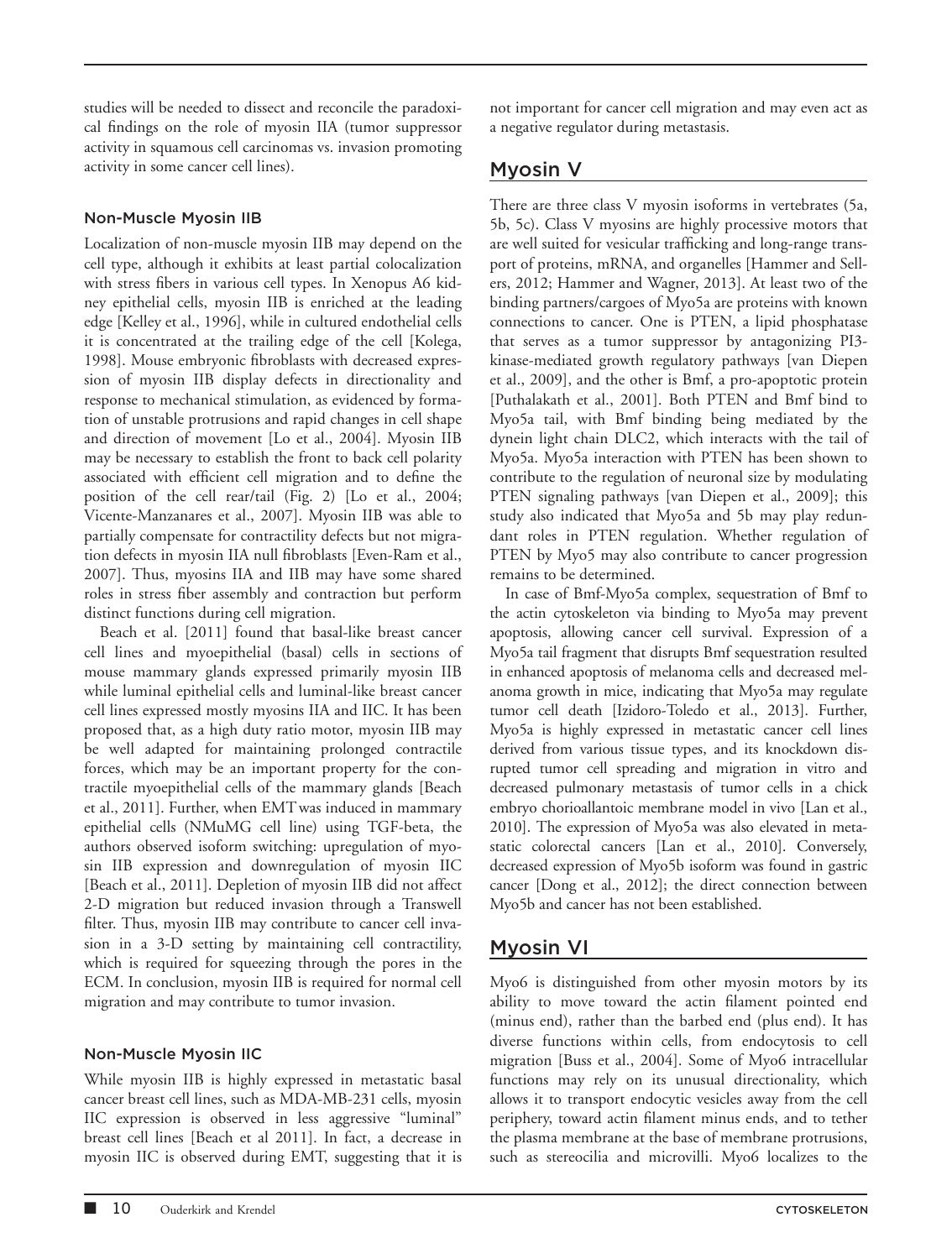studies will be needed to dissect and reconcile the paradoxical findings on the role of myosin IIA (tumor suppressor activity in squamous cell carcinomas vs. invasion promoting activity in some cancer cell lines).

### Non-Muscle Myosin IIB

Localization of non-muscle myosin IIB may depend on the cell type, although it exhibits at least partial colocalization with stress fibers in various cell types. In Xenopus A6 kidney epithelial cells, myosin IIB is enriched at the leading edge [Kelley et al., 1996], while in cultured endothelial cells it is concentrated at the trailing edge of the cell [Kolega, 1998]. Mouse embryonic fibroblasts with decreased expression of myosin IIB display defects in directionality and response to mechanical stimulation, as evidenced by formation of unstable protrusions and rapid changes in cell shape and direction of movement [Lo et al., 2004]. Myosin IIB may be necessary to establish the front to back cell polarity associated with efficient cell migration and to define the position of the cell rear/tail (Fig. 2) [Lo et al., 2004; Vicente-Manzanares et al., 2007]. Myosin IIB was able to partially compensate for contractility defects but not migration defects in myosin IIA null fibroblasts [Even-Ram et al., 2007]. Thus, myosins IIA and IIB may have some shared roles in stress fiber assembly and contraction but perform distinct functions during cell migration.

Beach et al. [2011] found that basal-like breast cancer cell lines and myoepithelial (basal) cells in sections of mouse mammary glands expressed primarily myosin IIB while luminal epithelial cells and luminal-like breast cancer cell lines expressed mostly myosins IIA and IIC. It has been proposed that, as a high duty ratio motor, myosin IIB may be well adapted for maintaining prolonged contractile forces, which may be an important property for the contractile myoepithelial cells of the mammary glands [Beach et al., 2011]. Further, when EMT was induced in mammary epithelial cells (NMuMG cell line) using TGF-beta, the authors observed isoform switching: upregulation of myosin IIB expression and downregulation of myosin IIC [Beach et al., 2011]. Depletion of myosin IIB did not affect 2-D migration but reduced invasion through a Transwell filter. Thus, myosin IIB may contribute to cancer cell invasion in a 3-D setting by maintaining cell contractility, which is required for squeezing through the pores in the ECM. In conclusion, myosin IIB is required for normal cell migration and may contribute to tumor invasion.

### Non-Muscle Myosin IIC

While myosin IIB is highly expressed in metastatic basal cancer breast cell lines, such as MDA-MB-231 cells, myosin IIC expression is observed in less aggressive "luminal" breast cell lines [Beach et al 2011]. In fact, a decrease in myosin IIC is observed during EMT, suggesting that it is not important for cancer cell migration and may even act as a negative regulator during metastasis.

## Myosin V

There are three class V myosin isoforms in vertebrates (5a, 5b, 5c). Class V myosins are highly processive motors that are well suited for vesicular trafficking and long-range transport of proteins, mRNA, and organelles [Hammer and Sellers, 2012; Hammer and Wagner, 2013]. At least two of the binding partners/cargoes of Myo5a are proteins with known connections to cancer. One is PTEN, a lipid phosphatase that serves as a tumor suppressor by antagonizing PI3-kinase-mediated growth regulatory pathways [van Diepen et al., 2009], and the other is Bmf, a pro-apoptotic protein [Puthalakath et al., 2001]. Both PTEN and Bmf bind to Myo5a tail, with Bmf binding being mediated by the dynein light chain DLC2, which interacts with the tail of Myo5a. Myo5a interaction with PTEN has been shown to contribute to the regulation of neuronal size by modulating PTEN signaling pathways [van Diepen et al., 2009]; this study also indicated that Myo5a and 5b may play redundant roles in PTEN regulation. Whether regulation of PTEN by Myo5 may also contribute to cancer progression remains to be determined.

In case of Bmf-Myo5a complex, sequestration of Bmf to the actin cytoskeleton via binding to Myo5a may prevent apoptosis, allowing cancer cell survival. Expression of a Myo5a tail fragment that disrupts Bmf sequestration resulted in enhanced apoptosis of melanoma cells and decreased melanoma growth in mice, indicating that Myo5a may regulate tumor cell death [Izidoro-Toledo et al., 2013]. Further, Myo5a is highly expressed in metastatic cancer cell lines derived from various tissue types, and its knockdown disrupted tumor cell spreading and migration in vitro and decreased pulmonary metastasis of tumor cells in a chick embryo chorioallantoic membrane model in vivo [Lan et al., 2010]. The expression of Myo5a was also elevated in metastatic colorectal cancers [Lan et al., 2010]. Conversely, decreased expression of Myo5b isoform was found in gastric cancer [Dong et al., 2012]; the direct connection between Myo5b and cancer has not been established.

## Myosin VI

Myo6 is distinguished from other myosin motors by its ability to move toward the actin filament pointed end (minus end), rather than the barbed end (plus end). It has diverse functions within cells, from endocytosis to cell migration [Buss et al., 2004]. Some of Myo6 intracellular functions may rely on its unusual directionality, which allows it to transport endocytic vesicles away from the cell periphery, toward actin filament minus ends, and to tether the plasma membrane at the base of membrane protrusions, such as stereocilia and microvilli. Myo6 localizes to the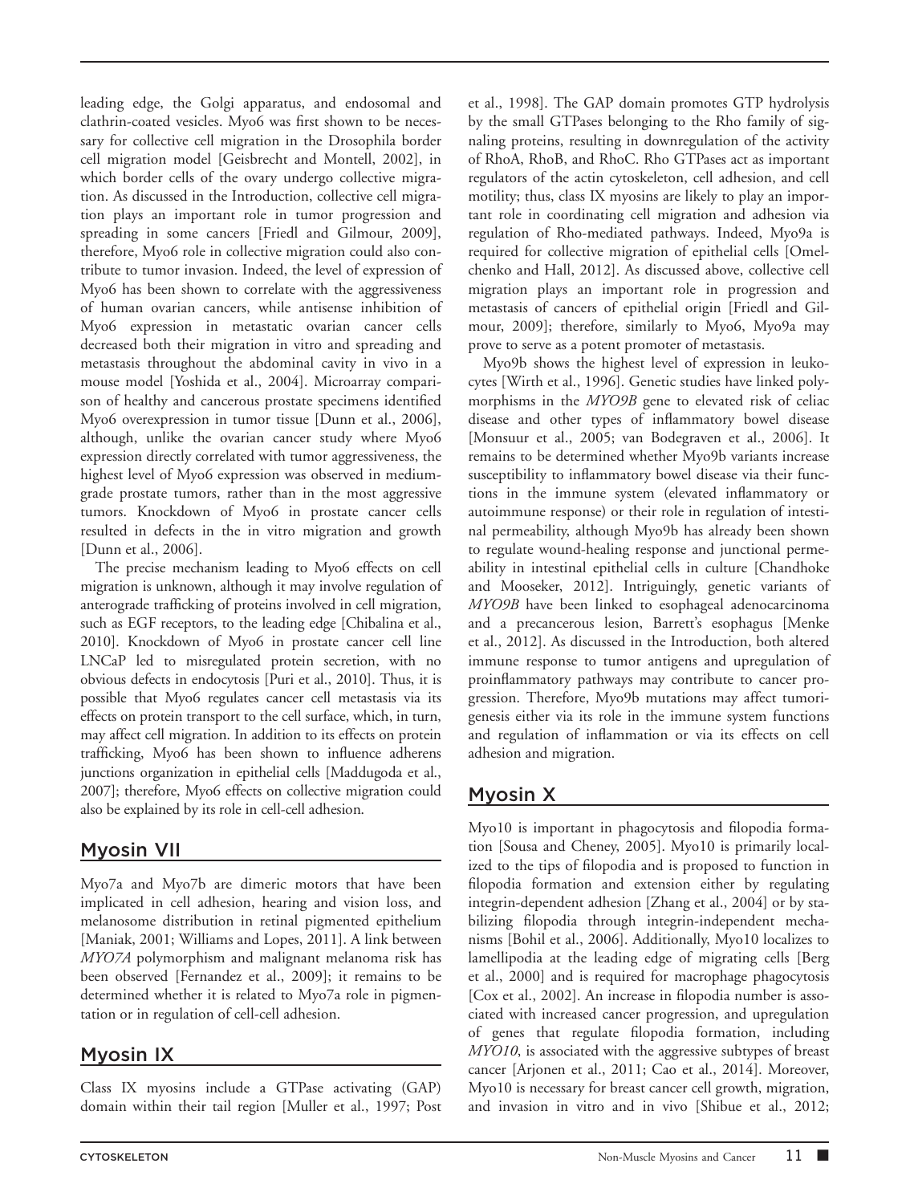leading edge, the Golgi apparatus, and endosomal and clathrin-coated vesicles. Myo6 was first shown to be necessary for collective cell migration in the Drosophila border cell migration model [Geisbrecht and Montell, 2002], in which border cells of the ovary undergo collective migration. As discussed in the Introduction, collective cell migration plays an important role in tumor progression and spreading in some cancers [Friedl and Gilmour, 2009], therefore, Myo6 role in collective migration could also contribute to tumor invasion. Indeed, the level of expression of Myo6 has been shown to correlate with the aggressiveness of human ovarian cancers, while antisense inhibition of Myo6 expression in metastatic ovarian cancer cells decreased both their migration in vitro and spreading and metastasis throughout the abdominal cavity in vivo in a mouse model [Yoshida et al., 2004]. Microarray comparison of healthy and cancerous prostate specimens identified Myo6 overexpression in tumor tissue [Dunn et al., 2006], although, unlike the ovarian cancer study where Myo6 expression directly correlated with tumor aggressiveness, the highest level of Myo6 expression was observed in medium-grade prostate tumors, rather than in the most aggressive tumors. Knockdown of Myo6 in prostate cancer cells resulted in defects in the in vitro migration and growth [Dunn et al., 2006].

The precise mechanism leading to Myo6 effects on cell migration is unknown, although it may involve regulation of anterograde trafficking of proteins involved in cell migration, such as EGF receptors, to the leading edge [Chibalina et al., 2010]. Knockdown of Myo6 in prostate cancer cell line LNCaP led to misregulated protein secretion, with no obvious defects in endocytosis [Puri et al., 2010]. Thus, it is possible that Myo6 regulates cancer cell metastasis via its effects on protein transport to the cell surface, which, in turn, may affect cell migration. In addition to its effects on protein trafficking, Myo6 has been shown to influence adherens junctions organization in epithelial cells [Maddugoda et al., 2007]; therefore, Myo6 effects on collective migration could also be explained by its role in cell-cell adhesion.

## Myosin VII

Myo7a and Myo7b are dimeric motors that have been implicated in cell adhesion, hearing and vision loss, and melanosome distribution in retinal pigmented epithelium [Maniak, 2001; Williams and Lopes, 2011]. A link between *MYO7A* polymorphism and malignant melanoma risk has been observed [Fernandez et al., 2009]; it remains to be determined whether it is related to Myo7a role in pigmentation or in regulation of cell-cell adhesion.

## Myosin IX

Class IX myosins include a GTPase activating (GAP) domain within their tail region [Muller et al., 1997; Post et al., 1998]. The GAP domain promotes GTP hydrolysis by the small GTPases belonging to the Rho family of signaling proteins, resulting in downregulation of the activity of RhoA, RhoB, and RhoC. Rho GTPases act as important regulators of the actin cytoskeleton, cell adhesion, and cell motility; thus, class IX myosins are likely to play an important role in coordinating cell migration and adhesion via regulation of Rho-mediated pathways. Indeed, Myo9a is required for collective migration of epithelial cells [Omelchenko and Hall, 2012]. As discussed above, collective cell migration plays an important role in progression and metastasis of cancers of epithelial origin [Friedl and Gilmour, 2009]; therefore, similarly to Myo6, Myo9a may prove to serve as a potent promoter of metastasis.

Myo9b shows the highest level of expression in leukocytes [Wirth et al., 1996]. Genetic studies have linked polymorphisms in the *MYO9B* gene to elevated risk of celiac disease and other types of inflammatory bowel disease [Monsuur et al., 2005; van Bodegraven et al., 2006]. It remains to be determined whether Myo9b variants increase susceptibility to inflammatory bowel disease via their functions in the immune system (elevated inflammatory or autoimmune response) or their role in regulation of intestinal permeability, although Myo9b has already been shown to regulate wound-healing response and junctional permeability in intestinal epithelial cells in culture [Chandhoke and Mooseker, 2012]. Intriguingly, genetic variants of *MYO9B* have been linked to esophageal adenocarcinoma and a precancerous lesion, Barrett's esophagus [Menke et al., 2012]. As discussed in the Introduction, both altered immune response to tumor antigens and upregulation of proinflammatory pathways may contribute to cancer progression. Therefore, Myo9b mutations may affect tumorigenesis either via its role in the immune system functions and regulation of inflammation or via its effects on cell adhesion and migration.

## Myosin X

Myo10 is important in phagocytosis and filopodia formation [Sousa and Cheney, 2005]. Myo10 is primarily localized to the tips of filopodia and is proposed to function in filopodia formation and extension either by regulating integrin-dependent adhesion [Zhang et al., 2004] or by stabilizing filopodia through integrin-independent mechanisms [Bohil et al., 2006]. Additionally, Myo10 localizes to lamellipodia at the leading edge of migrating cells [Berg et al., 2000] and is required for macrophage phagocytosis [Cox et al., 2002]. An increase in filopodia number is associated with increased cancer progression, and upregulation of genes that regulate filopodia formation, including *MYO10*, is associated with the aggressive subtypes of breast cancer [Arjonen et al., 2011; Cao et al., 2014]. Moreover, Myo10 is necessary for breast cancer cell growth, migration, and invasion in vitro and in vivo [Shibue et al., 2012;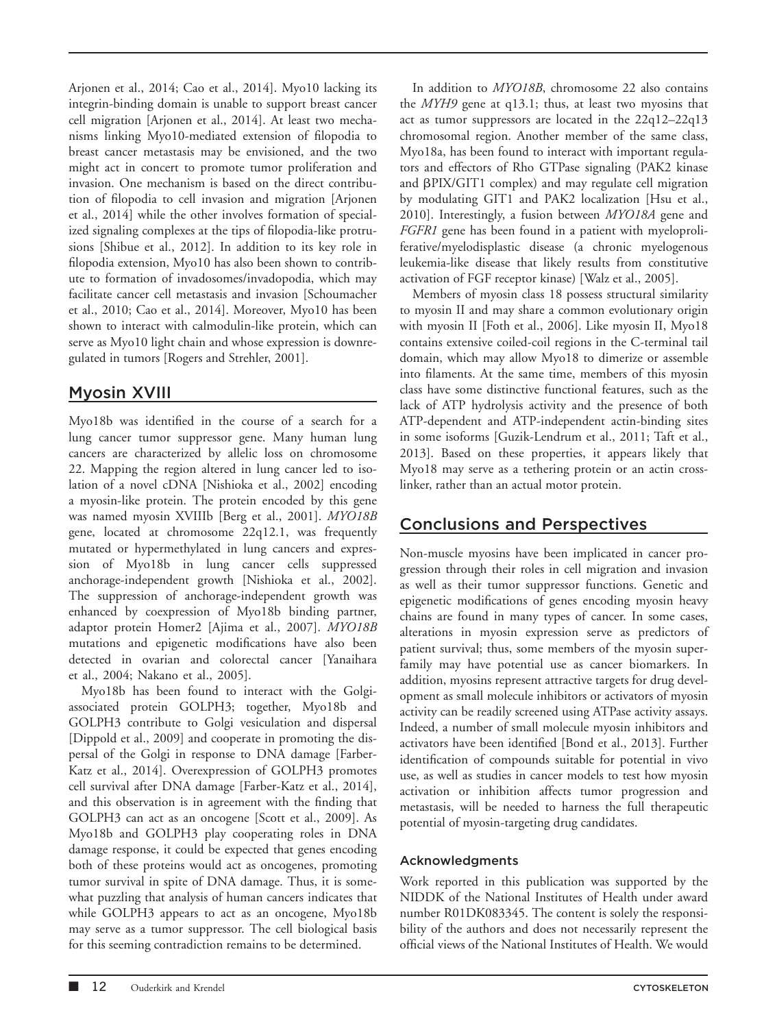Arjonen et al., 2014; Cao et al., 2014]. Myo10 lacking its integrin-binding domain is unable to support breast cancer cell migration [Arjonen et al., 2014]. At least two mechanisms linking Myo10-mediated extension of filopodia to breast cancer metastasis may be envisioned, and the two might act in concert to promote tumor proliferation and invasion. One mechanism is based on the direct contribution of filopodia to cell invasion and migration [Arjonen et al., 2014] while the other involves formation of specialized signaling complexes at the tips of filopodia-like protrusions [Shibue et al., 2012]. In addition to its key role in filopodia extension, Myo10 has also been shown to contribute to formation of invadosomes/invadopodia, which may facilitate cancer cell metastasis and invasion [Schoumacher et al., 2010; Cao et al., 2014]. Moreover, Myo10 has been shown to interact with calmodulin-like protein, which can serve as Myo10 light chain and whose expression is downregulated in tumors [Rogers and Strehler, 2001].

## Myosin XVIII

Myo18b was identified in the course of a search for a lung cancer tumor suppressor gene. Many human lung cancers are characterized by allelic loss on chromosome 22. Mapping the region altered in lung cancer led to isolation of a novel cDNA [Nishioka et al., 2002] encoding a myosin-like protein. The protein encoded by this gene was named myosin XVIIIb [Berg et al., 2001]. *MYO18B* gene, located at chromosome 22q12.1, was frequently mutated or hypermethylated in lung cancers and expression of Myo18b in lung cancer cells suppressed anchorage-independent growth [Nishioka et al., 2002]. The suppression of anchorage-independent growth was enhanced by coexpression of Myo18b binding partner, adaptor protein Homer2 [Ajima et al., 2007]. *MYO18B* mutations and epigenetic modifications have also been detected in ovarian and colorectal cancer [Yanaihara et al., 2004; Nakano et al., 2005].

Myo18b has been found to interact with the Golgi-associated protein GOLPH3; together, Myo18b and GOLPH3 contribute to Golgi vesiculation and dispersal [Dippold et al., 2009] and cooperate in promoting the dispersal of the Golgi in response to DNA damage [Farber-Katz et al., 2014]. Overexpression of GOLPH3 promotes cell survival after DNA damage [Farber-Katz et al., 2014], and this observation is in agreement with the finding that GOLPH3 can act as an oncogene [Scott et al., 2009]. As Myo18b and GOLPH3 play cooperating roles in DNA damage response, it could be expected that genes encoding both of these proteins would act as oncogenes, promoting tumor survival in spite of DNA damage. Thus, it is somewhat puzzling that analysis of human cancers indicates that while GOLPH3 appears to act as an oncogene, Myo18b may serve as a tumor suppressor. The cell biological basis for this seeming contradiction remains to be determined.

In addition to *MYO18B*, chromosome 22 also contains the *MYH9* gene at q13.1; thus, at least two myosins that act as tumor suppressors are located in the 22q12–22q13 chromosomal region. Another member of the same class, Myo18a, has been found to interact with important regulators and effectors of Rho GTPase signaling (PAK2 kinase and βPIX/GIT1 complex) and may regulate cell migration by modulating GIT1 and PAK2 localization [Hsu et al., 2010]. Interestingly, a fusion between *MYO18A* gene and *FGFR1* gene has been found in a patient with myeloproliferative/myelodisplastic disease (a chronic myelogenous leukemia-like disease that likely results from constitutive activation of FGF receptor kinase) [Walz et al., 2005].

Members of myosin class 18 possess structural similarity to myosin II and may share a common evolutionary origin with myosin II [Foth et al., 2006]. Like myosin II, Myo18 contains extensive coiled-coil regions in the C-terminal tail domain, which may allow Myo18 to dimerize or assemble into filaments. At the same time, members of this myosin class have some distinctive functional features, such as the lack of ATP hydrolysis activity and the presence of both ATP-dependent and ATP-independent actin-binding sites in some isoforms [Guzik-Lendrum et al., 2011; Taft et al., 2013]. Based on these properties, it appears likely that Myo18 may serve as a tethering protein or an actin cross-linker, rather than an actual motor protein.

## Conclusions and Perspectives

Non-muscle myosins have been implicated in cancer progression through their roles in cell migration and invasion as well as their tumor suppressor functions. Genetic and epigenetic modifications of genes encoding myosin heavy chains are found in many types of cancer. In some cases, alterations in myosin expression serve as predictors of patient survival; thus, some members of the myosin superfamily may have potential use as cancer biomarkers. In addition, myosins represent attractive targets for drug development as small molecule inhibitors or activators of myosin activity can be readily screened using ATPase activity assays. Indeed, a number of small molecule myosin inhibitors and activators have been identified [Bond et al., 2013]. Further identification of compounds suitable for potential in vivo use, as well as studies in cancer models to test how myosin activation or inhibition affects tumor progression and metastasis, will be needed to harness the full therapeutic potential of myosin-targeting drug candidates.

### Acknowledgments

Work reported in this publication was supported by the NIDDK of the National Institutes of Health under award number R01DK083345. The content is solely the responsibility of the authors and does not necessarily represent the official views of the National Institutes of Health. We would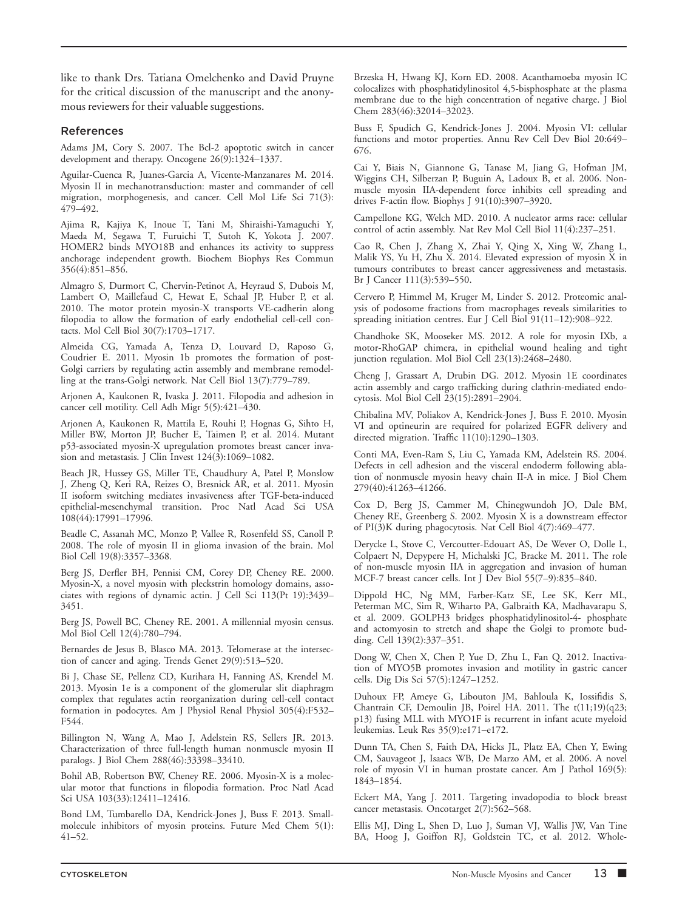like to thank Drs. Tatiana Omelchenko and David Pruyne for the critical discussion of the manuscript and the anonymous reviewers for their valuable suggestions.

## References

Adams JM, Cory S. 2007. The Bcl-2 apoptotic switch in cancer development and therapy. Oncogene 26(9):1324–1337.

Aguilar-Cuenca R, Juanes-Garcia A, Vicente-Manzanares M. 2014. Myosin II in mechanotransduction: master and commander of cell migration, morphogenesis, and cancer. Cell Mol Life Sci 71(3): 479–492.

Ajima R, Kajiya K, Inoue T, Tani M, Shiraishi-Yamaguchi Y, Maeda M, Segawa T, Furuichi T, Sutoh K, Yokota J. 2007. HOMER2 binds MYO18B and enhances its activity to suppress anchorage independent growth. Biochem Biophys Res Commun 356(4):851–856.

Almagro S, Durmort C, Chervin-Petinot A, Heyraud S, Dubois M, Lambert O, Maillefaud C, Hewat E, Schaal JP, Huber P, et al. 2010. The motor protein myosin-X transports VE-cadherin along filopodia to allow the formation of early endothelial cell-cell contacts. Mol Cell Biol 30(7):1703–1717.

Almeida CG, Yamada A, Tenza D, Louvard D, Raposo G, Coudrier E. 2011. Myosin 1b promotes the formation of post-Golgi carriers by regulating actin assembly and membrane remodelling at the trans-Golgi network. Nat Cell Biol 13(7):779–789.

Arjonen A, Kaukonen R, Ivaska J. 2011. Filopodia and adhesion in cancer cell motility. Cell Adh Migr 5(5):421–430.

Arjonen A, Kaukonen R, Mattila E, Rouhi P, Hognas G, Sihto H, Miller BW, Morton JP, Bucher E, Taimen P, et al. 2014. Mutant p53-associated myosin-X upregulation promotes breast cancer invasion and metastasis. J Clin Invest 124(3):1069–1082.

Beach JR, Hussey GS, Miller TE, Chaudhury A, Patel P, Monslow J, Zheng Q, Keri RA, Reizes O, Bresnick AR, et al. 2011. Myosin II isoform switching mediates invasiveness after TGF-beta-induced epithelial-mesenchymal transition. Proc Natl Acad Sci USA 108(44):17991–17996.

Beadle C, Assanah MC, Monzo P, Vallee R, Rosenfeld SS, Canoll P. 2008. The role of myosin II in glioma invasion of the brain. Mol Biol Cell 19(8):3357–3368.

Berg JS, Derfler BH, Pennisi CM, Corey DP, Cheney RE. 2000. Myosin-X, a novel myosin with pleckstrin homology domains, associates with regions of dynamic actin. J Cell Sci 113(Pt 19):3439–3451.

Berg JS, Powell BC, Cheney RE. 2001. A millennial myosin census. Mol Biol Cell 12(4):780–794.

Bernardes de Jesus B, Blasco MA. 2013. Telomerase at the intersection of cancer and aging. Trends Genet 29(9):513–520.

Bi J, Chase SE, Pellenz CD, Kurihara H, Fanning AS, Krendel M. 2013. Myosin 1e is a component of the glomerular slit diaphragm complex that regulates actin reorganization during cell-cell contact formation in podocytes. Am J Physiol Renal Physiol 305(4):F532–F544.

Billington N, Wang A, Mao J, Adelstein RS, Sellers JR. 2013. Characterization of three full-length human nonmuscle myosin II paralogs. J Biol Chem 288(46):33398–33410.

Bohil AB, Robertson BW, Cheney RE. 2006. Myosin-X is a molecular motor that functions in filopodia formation. Proc Natl Acad Sci USA 103(33):12411–12416.

Bond LM, Tumbarello DA, Kendrick-Jones J, Buss F. 2013. Small-molecule inhibitors of myosin proteins. Future Med Chem 5(1): 41–52.

Brzeska H, Hwang KJ, Korn ED. 2008. Acanthamoeba myosin IC colocalizes with phosphatidylinositol 4,5-bisphosphate at the plasma membrane due to the high concentration of negative charge. J Biol Chem 283(46):32014–32023.

Buss F, Spudich G, Kendrick-Jones J. 2004. Myosin VI: cellular functions and motor properties. Annu Rev Cell Dev Biol 20:649–676.

Cai Y, Biais N, Giannone G, Tanase M, Jiang G, Hofman JM, Wiggins CH, Silberzan P, Buguin A, Ladoux B, et al. 2006. Nonmuscle myosin IIA-dependent force inhibits cell spreading and drives F-actin flow. Biophys J 91(10):3907–3920.

Campellone KG, Welch MD. 2010. A nucleator arms race: cellular control of actin assembly. Nat Rev Mol Cell Biol 11(4):237–251.

Cao R, Chen J, Zhang X, Zhai Y, Qing X, Xing W, Zhang L, Malik YS, Yu H, Zhu X. 2014. Elevated expression of myosin X in tumours contributes to breast cancer aggressiveness and metastasis. Br J Cancer 111(3):539–550.

Cervero P, Himmel M, Kruger M, Linder S. 2012. Proteomic analysis of podosome fractions from macrophages reveals similarities to spreading initiation centres. Eur J Cell Biol 91(11–12):908–922.

Chandhoke SK, Mooseker MS. 2012. A role for myosin IXb, a motor-RhoGAP chimera, in epithelial wound healing and tight junction regulation. Mol Biol Cell 23(13):2468–2480.

Cheng J, Grassart A, Drubin DG. 2012. Myosin 1E coordinates actin assembly and cargo trafficking during clathrin-mediated endocytosis. Mol Biol Cell 23(15):2891–2904.

Chibalina MV, Poliakov A, Kendrick-Jones J, Buss F. 2010. Myosin VI and optineurin are required for polarized EGFR delivery and directed migration. Traffic 11(10):1290–1303.

Conti MA, Even-Ram S, Liu C, Yamada KM, Adelstein RS. 2004. Defects in cell adhesion and the visceral endoderm following ablation of nonmuscle myosin heavy chain II-A in mice. J Biol Chem 279(40):41263–41266.

Cox D, Berg JS, Cammer M, Chinegwundoh JO, Dale BM, Cheney RE, Greenberg S. 2002. Myosin X is a downstream effector of PI(3)K during phagocytosis. Nat Cell Biol 4(7):469–477.

Derycke L, Stove C, Vercoutter-Edouart AS, De Wever O, Dolle L, Colpaert N, Depypere H, Michalski JC, Bracke M. 2011. The role of non-muscle myosin IIA in aggregation and invasion of human MCF-7 breast cancer cells. Int J Dev Biol 55(7–9):835–840.

Dippold HC, Ng MM, Farber-Katz SE, Lee SK, Kerr ML, Peterman MC, Sim R, Wiharto PA, Galbraith KA, Madhavarapu S, et al. 2009. GOLPH3 bridges phosphatidylinositol-4- phosphate and actomyosin to stretch and shape the Golgi to promote budding. Cell 139(2):337–351.

Dong W, Chen X, Chen P, Yue D, Zhu L, Fan Q. 2012. Inactivation of MYO5B promotes invasion and motility in gastric cancer cells. Dig Dis Sci 57(5):1247–1252.

Duhoux FP, Ameye G, Libouton JM, Bahloula K, Iossifidis S, Chantrain CF, Demoulin JB, Poirel HA. 2011. The t(11;19)(q23; p13) fusing MLL with MYO1F is recurrent in infant acute myeloid leukemias. Leuk Res 35(9):e171–e172.

Dunn TA, Chen S, Faith DA, Hicks JL, Platz EA, Chen Y, Ewing CM, Sauvageot J, Isaacs WB, De Marzo AM, et al. 2006. A novel role of myosin VI in human prostate cancer. Am J Pathol 169(5): 1843–1854.

Eckert MA, Yang J. 2011. Targeting invadopodia to block breast cancer metastasis. Oncotarget 2(7):562–568.

Ellis MJ, Ding L, Shen D, Luo J, Suman VJ, Wallis JW, Van Tine BA, Hoog J, Goiffon RJ, Goldstein TC, et al. 2012. Whole-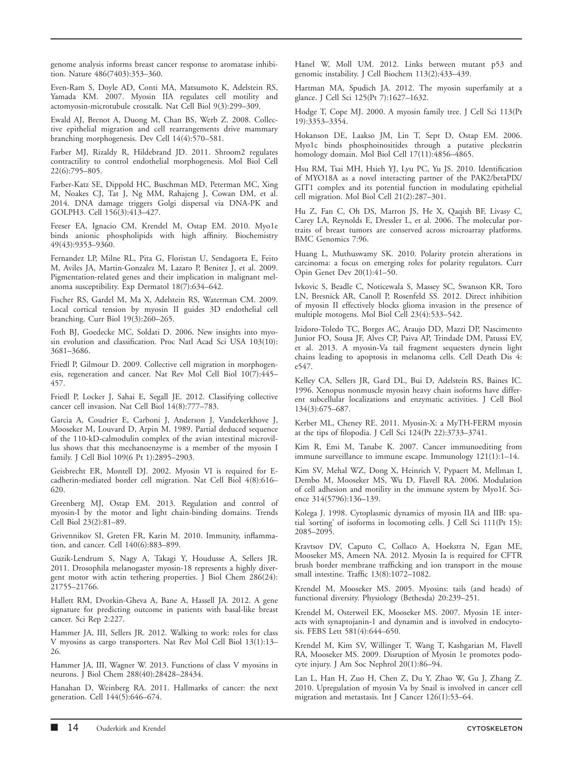genome analysis informs breast cancer response to aromatase inhibition. Nature 486(7403):353–360.

Even-Ram S, Doyle AD, Conti MA, Matsumoto K, Adelstein RS, Yamada KM. 2007. Myosin IIA regulates cell motility and actomyosin-microtubule crosstalk. Nat Cell Biol 9(3):299–309.

Ewald AJ, Brenot A, Duong M, Chan BS, Werb Z. 2008. Collective epithelial migration and cell rearrangements drive mammary branching morphogenesis. Dev Cell 14(4):570–581.

Farber MJ, Rizaldy R, Hildebrand JD. 2011. Shroom2 regulates contractility to control endothelial morphogenesis. Mol Biol Cell 22(6):795–805.

Farber-Katz SE, Dippold HC, Buschman MD, Peterman MC, Xing M, Noakes CJ, Tat J, Ng MM, Rahajeng J, Cowan DM, et al. 2014. DNA damage triggers Golgi dispersal via DNA-PK and GOLPH3. Cell 156(3):413–427.

Feeser EA, Ignacio CM, Krendel M, Ostap EM. 2010. Myo1e binds anionic phospholipids with high affinity. Biochemistry 49(43):9353–9360.

Fernandez LP, Milne RL, Pita G, Floristan U, Sendagorta E, Feito M, Aviles JA, Martin-Gonzalez M, Lazaro P, Benitez J, et al. 2009. Pigmentation-related genes and their implication in malignant melanoma susceptibility. Exp Dermatol 18(7):634–642.

Fischer RS, Gardel M, Ma X, Adelstein RS, Waterman CM. 2009. Local cortical tension by myosin II guides 3D endothelial cell branching. Curr Biol 19(3):260–265.

Foth BJ, Goedecke MC, Soldati D. 2006. New insights into myosin evolution and classification. Proc Natl Acad Sci USA 103(10): 3681–3686.

Friedl P, Gilmour D. 2009. Collective cell migration in morphogenesis, regeneration and cancer. Nat Rev Mol Cell Biol 10(7):445–457.

Friedl P, Locker J, Sahai E, Segall JE. 2012. Classifying collective cancer cell invasion. Nat Cell Biol 14(8):777–783.

Garcia A, Coudrier E, Carboni J, Anderson J, Vandekerkhove J, Mooseker M, Louvard D, Arpin M. 1989. Partial deduced sequence of the 110-kD-calmodulin complex of the avian intestinal microvillus shows that this mechanoenzyme is a member of the myosin I family. J Cell Biol 109(6 Pt 1):2895–2903.

Geisbrecht ER, Montell DJ. 2002. Myosin VI is required for E-cadherin-mediated border cell migration. Nat Cell Biol 4(8):616–620.

Greenberg MJ, Ostap EM. 2013. Regulation and control of myosin-I by the motor and light chain-binding domains. Trends Cell Biol 23(2):81–89.

Grivennikov SI, Greten FR, Karin M. 2010. Immunity, inflammation, and cancer. Cell 140(6):883–899.

Guzik-Lendrum S, Nagy A, Takagi Y, Houdusse A, Sellers JR. 2011. Drosophila melanogaster myosin-18 represents a highly divergent motor with actin tethering properties. J Biol Chem 286(24): 21755–21766.

Hallett RM, Dvorkin-Gheva A, Bane A, Hassell JA. 2012. A gene signature for predicting outcome in patients with basal-like breast cancer. Sci Rep 2:227.

Hammer JA, III, Sellers JR. 2012. Walking to work: roles for class V myosins as cargo transporters. Nat Rev Mol Cell Biol 13(1):13–26.

Hammer JA, III, Wagner W. 2013. Functions of class V myosins in neurons. J Biol Chem 288(40):28428–28434.

Hanahan D, Weinberg RA. 2011. Hallmarks of cancer: the next generation. Cell 144(5):646–674.

Hanel W, Moll UM. 2012. Links between mutant p53 and genomic instability. J Cell Biochem 113(2):433–439.

Hartman MA, Spudich JA. 2012. The myosin superfamily at a glance. J Cell Sci 125(Pt 7):1627–1632.

Hodge T, Cope MJ. 2000. A myosin family tree. J Cell Sci 113(Pt 19):3353–3354.

Hokanson DE, Laakso JM, Lin T, Sept D, Ostap EM. 2006. Myo1c binds phosphoinositides through a putative pleckstrin homology domain. Mol Biol Cell 17(11):4856–4865.

Hsu RM, Tsai MH, Hsieh YJ, Lyu PC, Yu JS. 2010. Identification of MYO18A as a novel interacting partner of the PAK2/betaPIX/GIT1 complex and its potential function in modulating epithelial cell migration. Mol Biol Cell 21(2):287–301.

Hu Z, Fan C, Oh DS, Marron JS, He X, Qaqish BF, Livasy C, Carey LA, Reynolds E, Dressler L, et al. 2006. The molecular portraits of breast tumors are conserved across microarray platforms. BMC Genomics 7:96.

Huang L, Muthuswamy SK. 2010. Polarity protein alterations in carcinoma: a focus on emerging roles for polarity regulators. Curr Opin Genet Dev 20(1):41–50.

Ivkovic S, Beadle C, Noticewala S, Massey SC, Swanson KR, Toro LN, Bresnick AR, Canoll P, Rosenfeld SS. 2012. Direct inhibition of myosin II effectively blocks glioma invasion in the presence of multiple motogens. Mol Biol Cell 23(4):533–542.

Izidoro-Toledo TC, Borges AC, Araujo DD, Mazzi DP, Nascimento Junior FO, Sousa JF, Alves CP, Paiva AP, Trindade DM, Patussi EV, et al. 2013. A myosin-Va tail fragment sequesters dynein light chains leading to apoptosis in melanoma cells. Cell Death Dis 4: e547.

Kelley CA, Sellers JR, Gard DL, Bui D, Adelstein RS, Baines IC. 1996. Xenopus nonmuscle myosin heavy chain isoforms have different subcellular localizations and enzymatic activities. J Cell Biol 134(3):675–687.

Kerber ML, Cheney RE. 2011. Myosin-X: a MyTH-FERM myosin at the tips of filopodia. J Cell Sci 124(Pt 22):3733–3741.

Kim R, Emi M, Tanabe K. 2007. Cancer immunoediting from immune surveillance to immune escape. Immunology 121(1):1–14.

Kim SV, Mehal WZ, Dong X, Heinrich V, Pypaert M, Mellman I, Dembo M, Mooseker MS, Wu D, Flavell RA. 2006. Modulation of cell adhesion and motility in the immune system by Myo1f. Science 314(5796):136–139.

Kolega J. 1998. Cytoplasmic dynamics of myosin IIA and IIB: spatial 'sorting' of isoforms in locomoting cells. J Cell Sci 111(Pt 15): 2085–2095.

Kravtsov DV, Caputo C, Collaco A, Hoekstra N, Egan ME, Mooseker MS, Ameen NA. 2012. Myosin Ia is required for CFTR brush border membrane trafficking and ion transport in the mouse small intestine. Traffic 13(8):1072–1082.

Krendel M, Mooseker MS. 2005. Myosins: tails (and heads) of functional diversity. Physiology (Bethesda) 20:239–251.

Krendel M, Osterweil EK, Mooseker MS. 2007. Myosin 1E interacts with synaptojanin-1 and dynamin and is involved in endocytosis. FEBS Lett 581(4):644–650.

Krendel M, Kim SV, Willinger T, Wang T, Kashgarian M, Flavell RA, Mooseker MS. 2009. Disruption of Myosin 1e promotes podocyte injury. J Am Soc Nephrol 20(1):86–94.

Lan L, Han H, Zuo H, Chen Z, Du Y, Zhao W, Gu J, Zhang Z. 2010. Upregulation of myosin Va by Snail is involved in cancer cell migration and metastasis. Int J Cancer 126(1):53–64.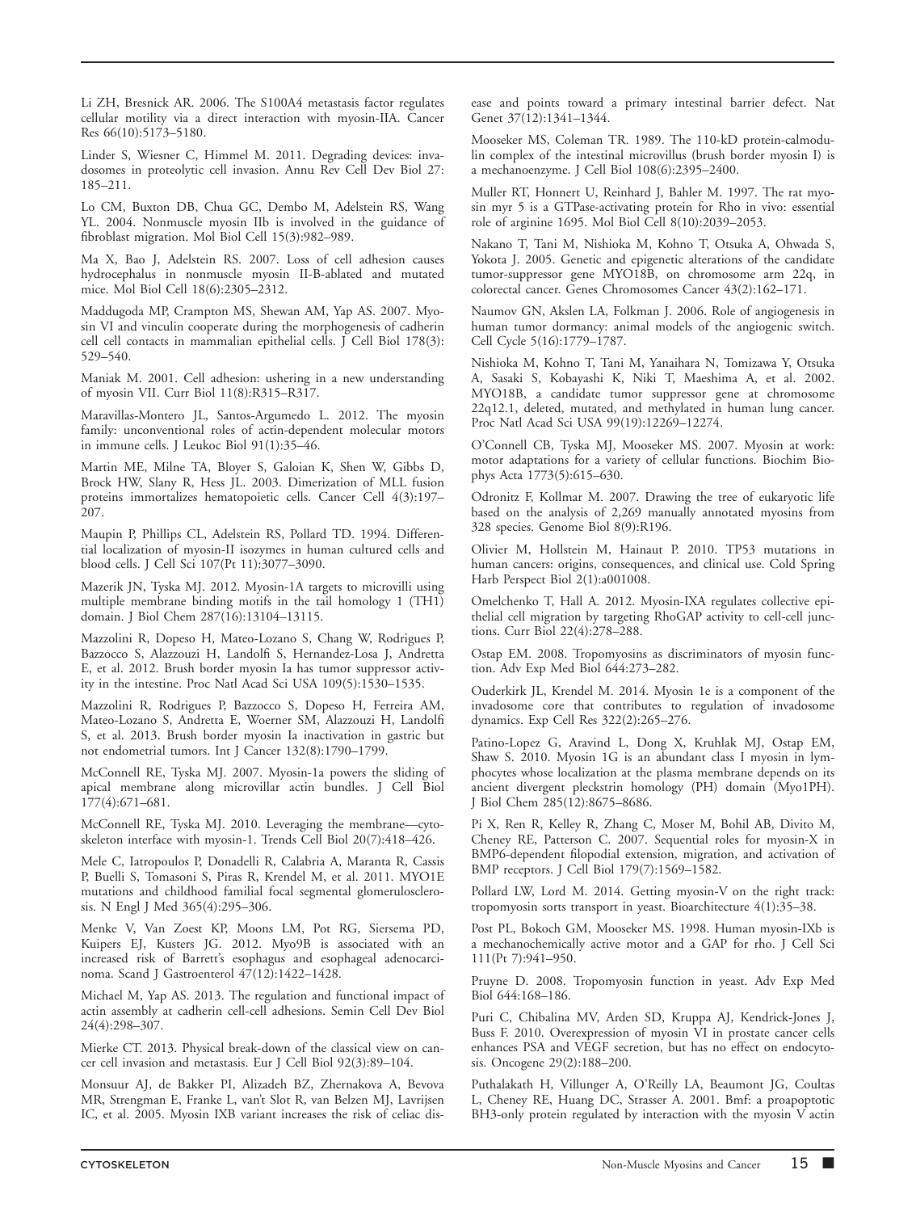Li ZH, Bresnick AR. 2006. The S100A4 metastasis factor regulates cellular motility via a direct interaction with myosin-IIA. Cancer Res 66(10):5173–5180.

Linder S, Wiesner C, Himmel M. 2011. Degrading devices: invadosomes in proteolytic cell invasion. Annu Rev Cell Dev Biol 27: 185–211.

Lo CM, Buxton DB, Chua GC, Dembo M, Adelstein RS, Wang YL. 2004. Nonmuscle myosin IIb is involved in the guidance of fibroblast migration. Mol Biol Cell 15(3):982–989.

Ma X, Bao J, Adelstein RS. 2007. Loss of cell adhesion causes hydrocephalus in nonmuscle myosin II-B-ablated and mutated mice. Mol Biol Cell 18(6):2305–2312.

Maddugoda MP, Crampton MS, Shewan AM, Yap AS. 2007. Myosin VI and vinculin cooperate during the morphogenesis of cadherin cell cell contacts in mammalian epithelial cells. J Cell Biol 178(3): 529–540.

Maniak M. 2001. Cell adhesion: ushering in a new understanding of myosin VII. Curr Biol 11(8):R315–R317.

Maravillas-Montero JL, Santos-Argumedo L. 2012. The myosin family: unconventional roles of actin-dependent molecular motors in immune cells. J Leukoc Biol 91(1):35–46.

Martin ME, Milne TA, Bloyer S, Galoian K, Shen W, Gibbs D, Brock HW, Slany R, Hess JL. 2003. Dimerization of MLL fusion proteins immortalizes hematopoietic cells. Cancer Cell 4(3):197–207.

Maupin P, Phillips CL, Adelstein RS, Pollard TD. 1994. Differential localization of myosin-II isozymes in human cultured cells and blood cells. J Cell Sci 107(Pt 11):3077–3090.

Mazerik JN, Tyska MJ. 2012. Myosin-1A targets to microvilli using multiple membrane binding motifs in the tail homology 1 (TH1) domain. J Biol Chem 287(16):13104–13115.

Mazzolini R, Dopeso H, Mateo-Lozano S, Chang W, Rodrigues P, Bazzocco S, Alazzouzi H, Landolfi S, Hernandez-Losa J, Andretta E, et al. 2012. Brush border myosin Ia has tumor suppressor activity in the intestine. Proc Natl Acad Sci USA 109(5):1530–1535.

Mazzolini R, Rodrigues P, Bazzocco S, Dopeso H, Ferreira AM, Mateo-Lozano S, Andretta E, Woerner SM, Alazzouzi H, Landolfi S, et al. 2013. Brush border myosin Ia inactivation in gastric but not endometrial tumors. Int J Cancer 132(8):1790–1799.

McConnell RE, Tyska MJ. 2007. Myosin-1a powers the sliding of apical membrane along microvillar actin bundles. J Cell Biol 177(4):671–681.

McConnell RE, Tyska MJ. 2010. Leveraging the membrane—cytoskeleton interface with myosin-1. Trends Cell Biol 20(7):418–426.

Mele C, Iatropoulos P, Donadelli R, Calabria A, Maranta R, Cassis P, Buelli S, Tomasoni S, Piras R, Krendel M, et al. 2011. MYO1E mutations and childhood familial focal segmental glomerulosclerosis. N Engl J Med 365(4):295–306.

Menke V, Van Zoest KP, Moons LM, Pot RG, Siersema PD, Kuipers EJ, Kusters JG. 2012. Myo9B is associated with an increased risk of Barrett's esophagus and esophageal adenocarcinoma. Scand J Gastroenterol 47(12):1422–1428.

Michael M, Yap AS. 2013. The regulation and functional impact of actin assembly at cadherin cell-cell adhesions. Semin Cell Dev Biol 24(4):298–307.

Mierke CT. 2013. Physical break-down of the classical view on cancer cell invasion and metastasis. Eur J Cell Biol 92(3):89–104.

Monsuur AJ, de Bakker PI, Alizadeh BZ, Zhernakova A, Bevova MR, Strengman E, Franke L, van't Slot R, van Belzen MJ, Lavrijsen IC, et al. 2005. Myosin IXB variant increases the risk of celiac disease and points toward a primary intestinal barrier defect. Nat Genet 37(12):1341–1344.

Mooseker MS, Coleman TR. 1989. The 110-kD protein-calmodulin complex of the intestinal microvillus (brush border myosin I) is a mechanoenzyme. J Cell Biol 108(6):2395–2400.

Muller RT, Honnert U, Reinhard J, Bahler M. 1997. The rat myosin myr 5 is a GTPase-activating protein for Rho in vivo: essential role of arginine 1695. Mol Biol Cell 8(10):2039–2053.

Nakano T, Tani M, Nishioka M, Kohno T, Otsuka A, Ohwada S, Yokota J. 2005. Genetic and epigenetic alterations of the candidate tumor-suppressor gene MYO18B, on chromosome arm 22q, in colorectal cancer. Genes Chromosomes Cancer 43(2):162–171.

Naumov GN, Akslen LA, Folkman J. 2006. Role of angiogenesis in human tumor dormancy: animal models of the angiogenic switch. Cell Cycle 5(16):1779–1787.

Nishioka M, Kohno T, Tani M, Yanaihara N, Tomizawa Y, Otsuka A, Sasaki S, Kobayashi K, Niki T, Maeshima A, et al. 2002. MYO18B, a candidate tumor suppressor gene at chromosome 22q12.1, deleted, mutated, and methylated in human lung cancer. Proc Natl Acad Sci USA 99(19):12269–12274.

O'Connell CB, Tyska MJ, Mooseker MS. 2007. Myosin at work: motor adaptations for a variety of cellular functions. Biochim Biophys Acta 1773(5):615–630.

Odronitz F, Kollmar M. 2007. Drawing the tree of eukaryotic life based on the analysis of 2,269 manually annotated myosins from 328 species. Genome Biol 8(9):R196.

Olivier M, Hollstein M, Hainaut P. 2010. TP53 mutations in human cancers: origins, consequences, and clinical use. Cold Spring Harb Perspect Biol 2(1):a001008.

Omelchenko T, Hall A. 2012. Myosin-IXA regulates collective epithelial cell migration by targeting RhoGAP activity to cell-cell junctions. Curr Biol 22(4):278–288.

Ostap EM. 2008. Tropomyosins as discriminators of myosin function. Adv Exp Med Biol 644:273–282.

Ouderkirk JL, Krendel M. 2014. Myosin 1e is a component of the invadosome core that contributes to regulation of invadosome dynamics. Exp Cell Res 322(2):265–276.

Patino-Lopez G, Aravind L, Dong X, Kruhlak MJ, Ostap EM, Shaw S. 2010. Myosin 1G is an abundant class I myosin in lymphocytes whose localization at the plasma membrane depends on its ancient divergent pleckstrin homology (PH) domain (Myo1PH). J Biol Chem 285(12):8675–8686.

Pi X, Ren R, Kelley R, Zhang C, Moser M, Bohil AB, Divito M, Cheney RE, Patterson C. 2007. Sequential roles for myosin-X in BMP6-dependent filopodial extension, migration, and activation of BMP receptors. J Cell Biol 179(7):1569–1582.

Pollard LW, Lord M. 2014. Getting myosin-V on the right track: tropomyosin sorts transport in yeast. Bioarchitecture 4(1):35–38.

Post PL, Bokoch GM, Mooseker MS. 1998. Human myosin-IXb is a mechanochemically active motor and a GAP for rho. J Cell Sci 111(Pt 7):941–950.

Pruyne D. 2008. Tropomyosin function in yeast. Adv Exp Med Biol 644:168–186.

Puri C, Chibalina MV, Arden SD, Kruppa AJ, Kendrick-Jones J, Buss F. 2010. Overexpression of myosin VI in prostate cancer cells enhances PSA and VEGF secretion, but has no effect on endocytosis. Oncogene 29(2):188–200.

Puthalakath H, Villunger A, O'Reilly LA, Beaumont JG, Coultas L, Cheney RE, Huang DC, Strasser A. 2001. Bmf: a proapoptotic BH3-only protein regulated by interaction with the myosin V actin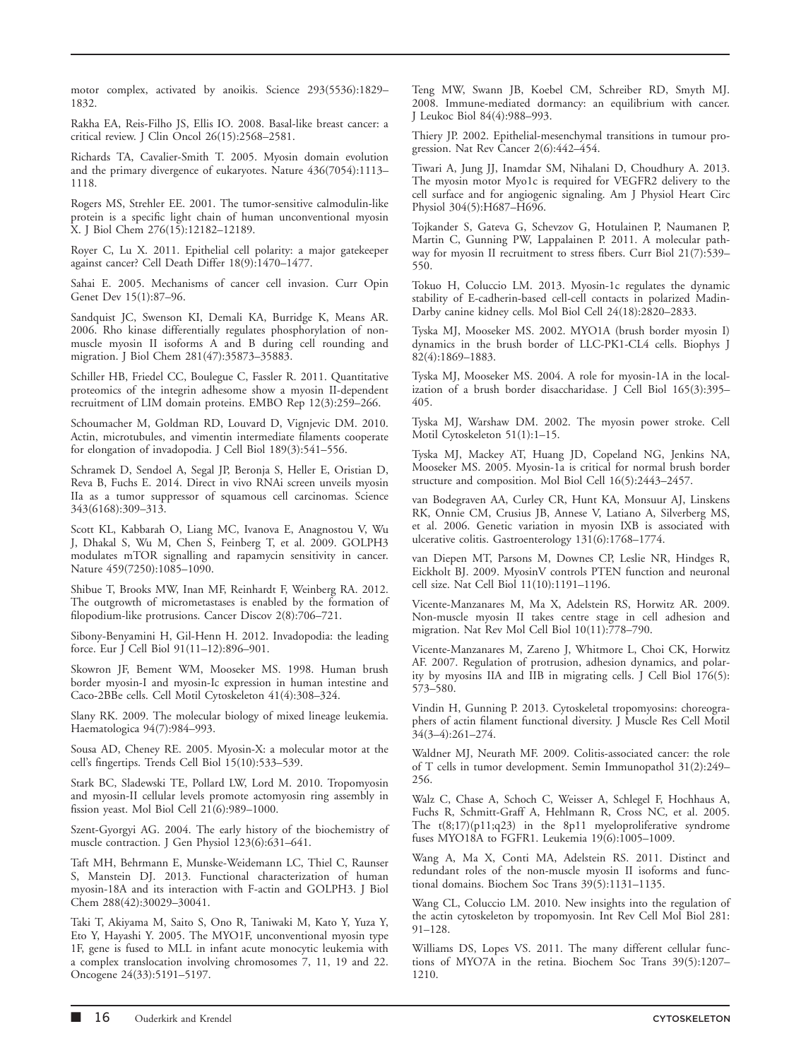motor complex, activated by anoikis. Science 293(5536):1829–1832.

Rakha EA, Reis-Filho JS, Ellis IO. 2008. Basal-like breast cancer: a critical review. J Clin Oncol 26(15):2568–2581.

Richards TA, Cavalier-Smith T. 2005. Myosin domain evolution and the primary divergence of eukaryotes. Nature 436(7054):1113–1118.

Rogers MS, Strehler EE. 2001. The tumor-sensitive calmodulin-like protein is a specific light chain of human unconventional myosin X. J Biol Chem 276(15):12182–12189.

Royer C, Lu X. 2011. Epithelial cell polarity: a major gatekeeper against cancer? Cell Death Differ 18(9):1470–1477.

Sahai E. 2005. Mechanisms of cancer cell invasion. Curr Opin Genet Dev 15(1):87–96.

Sandquist JC, Swenson KI, Demali KA, Burridge K, Means AR. 2006. Rho kinase differentially regulates phosphorylation of nonmuscle myosin II isoforms A and B during cell rounding and migration. J Biol Chem 281(47):35873–35883.

Schiller HB, Friedel CC, Boulegue C, Fassler R. 2011. Quantitative proteomics of the integrin adhesome show a myosin II-dependent recruitment of LIM domain proteins. EMBO Rep 12(3):259–266.

Schoumacher M, Goldman RD, Louvard D, Vignjevic DM. 2010. Actin, microtubules, and vimentin intermediate filaments cooperate for elongation of invadopodia. J Cell Biol 189(3):541–556.

Schramek D, Sendoel A, Segal JP, Beronja S, Heller E, Oristian D, Reva B, Fuchs E. 2014. Direct in vivo RNAi screen unveils myosin IIa as a tumor suppressor of squamous cell carcinomas. Science 343(6168):309–313.

Scott KL, Kabbarah O, Liang MC, Ivanova E, Anagnostou V, Wu J, Dhakal S, Wu M, Chen S, Feinberg T, et al. 2009. GOLPH3 modulates mTOR signalling and rapamycin sensitivity in cancer. Nature 459(7250):1085–1090.

Shibue T, Brooks MW, Inan MF, Reinhardt F, Weinberg RA. 2012. The outgrowth of micrometastases is enabled by the formation of filopodium-like protrusions. Cancer Discov 2(8):706–721.

Sibony-Benyamini H, Gil-Henn H. 2012. Invadopodia: the leading force. Eur J Cell Biol 91(11–12):896–901.

Skowron JF, Bement WM, Mooseker MS. 1998. Human brush border myosin-I and myosin-Ic expression in human intestine and Caco-2BBe cells. Cell Motil Cytoskeleton 41(4):308–324.

Slany RK. 2009. The molecular biology of mixed lineage leukemia. Haematologica 94(7):984–993.

Sousa AD, Cheney RE. 2005. Myosin-X: a molecular motor at the cell's fingertips. Trends Cell Biol 15(10):533–539.

Stark BC, Sladewski TE, Pollard LW, Lord M. 2010. Tropomyosin and myosin-II cellular levels promote actomyosin ring assembly in fission yeast. Mol Biol Cell 21(6):989–1000.

Szent-Gyorgyi AG. 2004. The early history of the biochemistry of muscle contraction. J Gen Physiol 123(6):631–641.

Taft MH, Behrmann E, Munske-Weidemann LC, Thiel C, Raunser S, Manstein DJ. 2013. Functional characterization of human myosin-18A and its interaction with F-actin and GOLPH3. J Biol Chem 288(42):30029–30041.

Taki T, Akiyama M, Saito S, Ono R, Taniwaki M, Kato Y, Yuza Y, Eto Y, Hayashi Y. 2005. The MYO1F, unconventional myosin type 1F, gene is fused to MLL in infant acute monocytic leukemia with a complex translocation involving chromosomes 7, 11, 19 and 22. Oncogene 24(33):5191–5197.

Teng MW, Swann JB, Koebel CM, Schreiber RD, Smyth MJ. 2008. Immune-mediated dormancy: an equilibrium with cancer. J Leukoc Biol 84(4):988–993.

Thiery JP. 2002. Epithelial-mesenchymal transitions in tumour progression. Nat Rev Cancer 2(6):442–454.

Tiwari A, Jung JJ, Inamdar SM, Nihalani D, Choudhury A. 2013. The myosin motor Myo1c is required for VEGFR2 delivery to the cell surface and for angiogenic signaling. Am J Physiol Heart Circ Physiol 304(5):H687–H696.

Tojkander S, Gateva G, Schevzov G, Hotulainen P, Naumanen P, Martin C, Gunning PW, Lappalainen P. 2011. A molecular pathway for myosin II recruitment to stress fibers. Curr Biol 21(7):539–550.

Tokuo H, Coluccio LM. 2013. Myosin-1c regulates the dynamic stability of E-cadherin-based cell-cell contacts in polarized Madin-Darby canine kidney cells. Mol Biol Cell 24(18):2820–2833.

Tyska MJ, Mooseker MS. 2002. MYO1A (brush border myosin I) dynamics in the brush border of LLC-PK1-CL4 cells. Biophys J 82(4):1869–1883.

Tyska MJ, Mooseker MS. 2004. A role for myosin-1A in the localization of a brush border disaccharidase. J Cell Biol 165(3):395–405.

Tyska MJ, Warshaw DM. 2002. The myosin power stroke. Cell Motil Cytoskeleton 51(1):1–15.

Tyska MJ, Mackey AT, Huang JD, Copeland NG, Jenkins NA, Mooseker MS. 2005. Myosin-1a is critical for normal brush border structure and composition. Mol Biol Cell 16(5):2443–2457.

van Bodegraven AA, Curley CR, Hunt KA, Monsuur AJ, Linskens RK, Onnie CM, Crusius JB, Annese V, Latiano A, Silverberg MS, et al. 2006. Genetic variation in myosin IXB is associated with ulcerative colitis. Gastroenterology 131(6):1768–1774.

van Diepen MT, Parsons M, Downes CP, Leslie NR, Hindges R, Eickholt BJ. 2009. MyosinV controls PTEN function and neuronal cell size. Nat Cell Biol 11(10):1191–1196.

Vicente-Manzanares M, Ma X, Adelstein RS, Horwitz AR. 2009. Non-muscle myosin II takes centre stage in cell adhesion and migration. Nat Rev Mol Cell Biol 10(11):778–790.

Vicente-Manzanares M, Zareno J, Whitmore L, Choi CK, Horwitz AF. 2007. Regulation of protrusion, adhesion dynamics, and polarity by myosins IIA and IIB in migrating cells. J Cell Biol 176(5): 573–580.

Vindin H, Gunning P. 2013. Cytoskeletal tropomyosins: choreographers of actin filament functional diversity. J Muscle Res Cell Motil 34(3–4):261–274.

Waldner MJ, Neurath MF. 2009. Colitis-associated cancer: the role of T cells in tumor development. Semin Immunopathol 31(2):249–256.

Walz C, Chase A, Schoch C, Weisser A, Schlegel F, Hochhaus A, Fuchs R, Schmitt-Graff A, Hehlmann R, Cross NC, et al. 2005. The t(8;17)(p11;q23) in the 8p11 myeloproliferative syndrome fuses MYO18A to FGFR1. Leukemia 19(6):1005–1009.

Wang A, Ma X, Conti MA, Adelstein RS. 2011. Distinct and redundant roles of the non-muscle myosin II isoforms and functional domains. Biochem Soc Trans 39(5):1131–1135.

Wang CL, Coluccio LM. 2010. New insights into the regulation of the actin cytoskeleton by tropomyosin. Int Rev Cell Mol Biol 281: 91–128.

Williams DS, Lopes VS. 2011. The many different cellular functions of MYO7A in the retina. Biochem Soc Trans 39(5):1207–1210.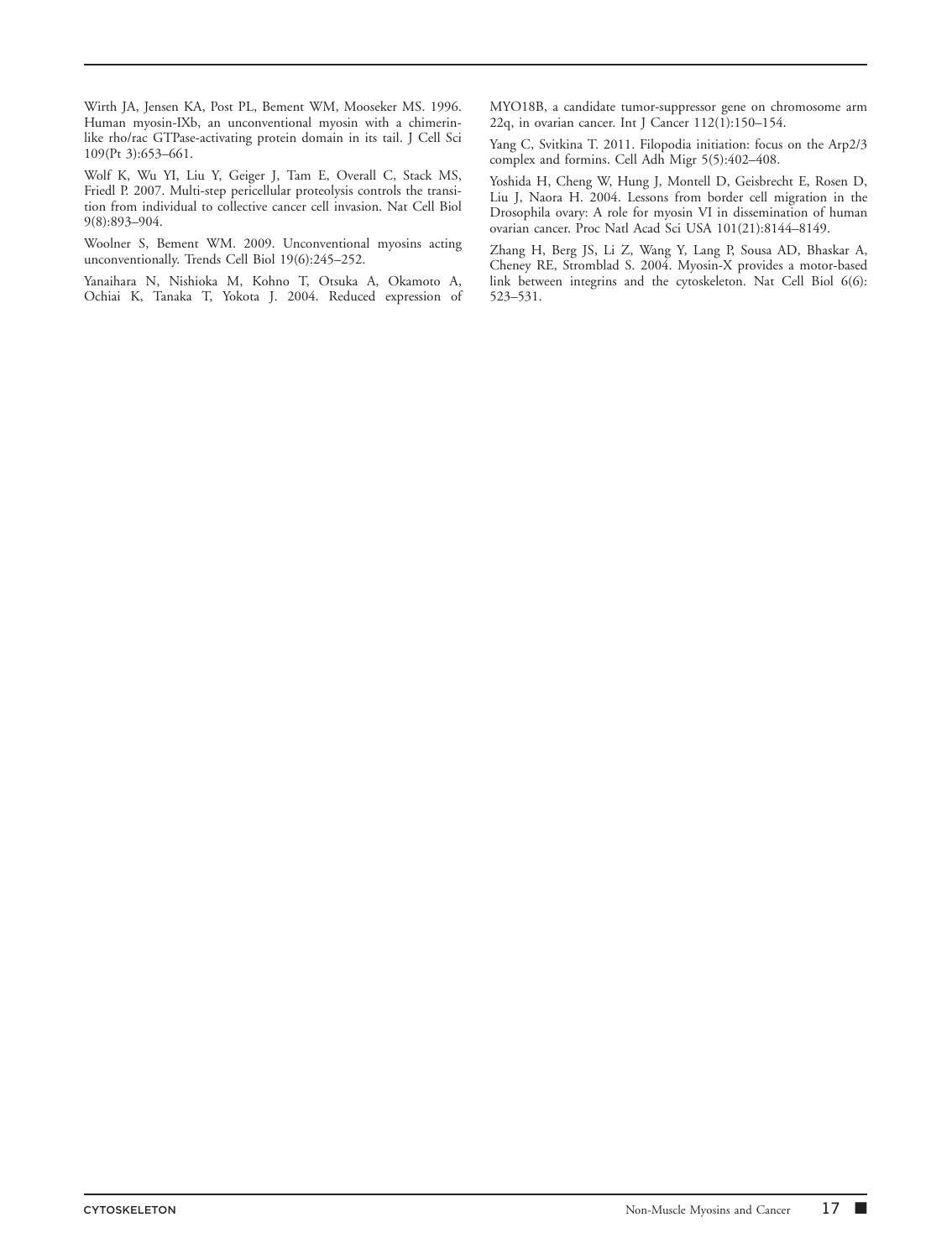Wirth JA, Jensen KA, Post PL, Bement WM, Mooseker MS. 1996. Human myosin-IXb, an unconventional myosin with a chimerin-like rho/rac GTPase-activating protein domain in its tail. J Cell Sci 109(Pt 3):653–661.

Wolf K, Wu YI, Liu Y, Geiger J, Tam E, Overall C, Stack MS, Friedl P. 2007. Multi-step pericellular proteolysis controls the transition from individual to collective cancer cell invasion. Nat Cell Biol 9(8):893–904.

Woolner S, Bement WM. 2009. Unconventional myosins acting unconventionally. Trends Cell Biol 19(6):245–252.

Yanaihara N, Nishioka M, Kohno T, Otsuka A, Okamoto A, Ochiai K, Tanaka T, Yokota J. 2004. Reduced expression of MYO18B, a candidate tumor-suppressor gene on chromosome arm 22q, in ovarian cancer. Int J Cancer 112(1):150–154.

Yang C, Svitkina T. 2011. Filopodia initiation: focus on the Arp2/3 complex and formins. Cell Adh Migr 5(5):402–408.

Yoshida H, Cheng W, Hung J, Montell D, Geisbrecht E, Rosen D, Liu J, Naora H. 2004. Lessons from border cell migration in the Drosophila ovary: A role for myosin VI in dissemination of human ovarian cancer. Proc Natl Acad Sci USA 101(21):8144–8149.

Zhang H, Berg JS, Li Z, Wang Y, Lang P, Sousa AD, Bhaskar A, Cheney RE, Stromblad S. 2004. Myosin-X provides a motor-based link between integrins and the cytoskeleton. Nat Cell Biol 6(6): 523–531.